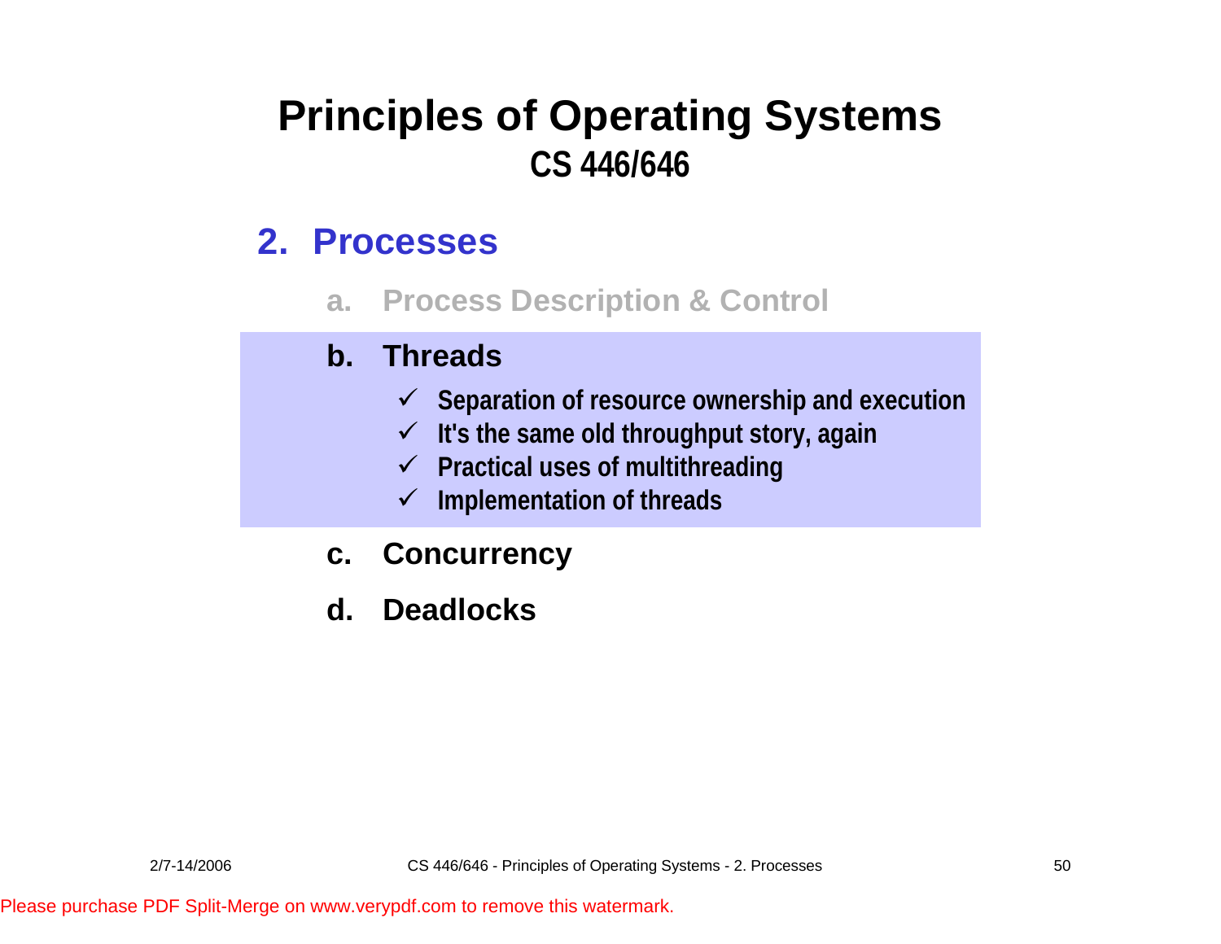# Principles of Operating Systems
## CS 446/646

## 2. Processes

a. Process Description & Control

b. **Threads**
- ✓ Separation of resource ownership and execution
- ✓ It's the same old throughput story, again
- ✓ Practical uses of multithreading
- ✓ Implementation of threads

c. Concurrency

d. Deadlocks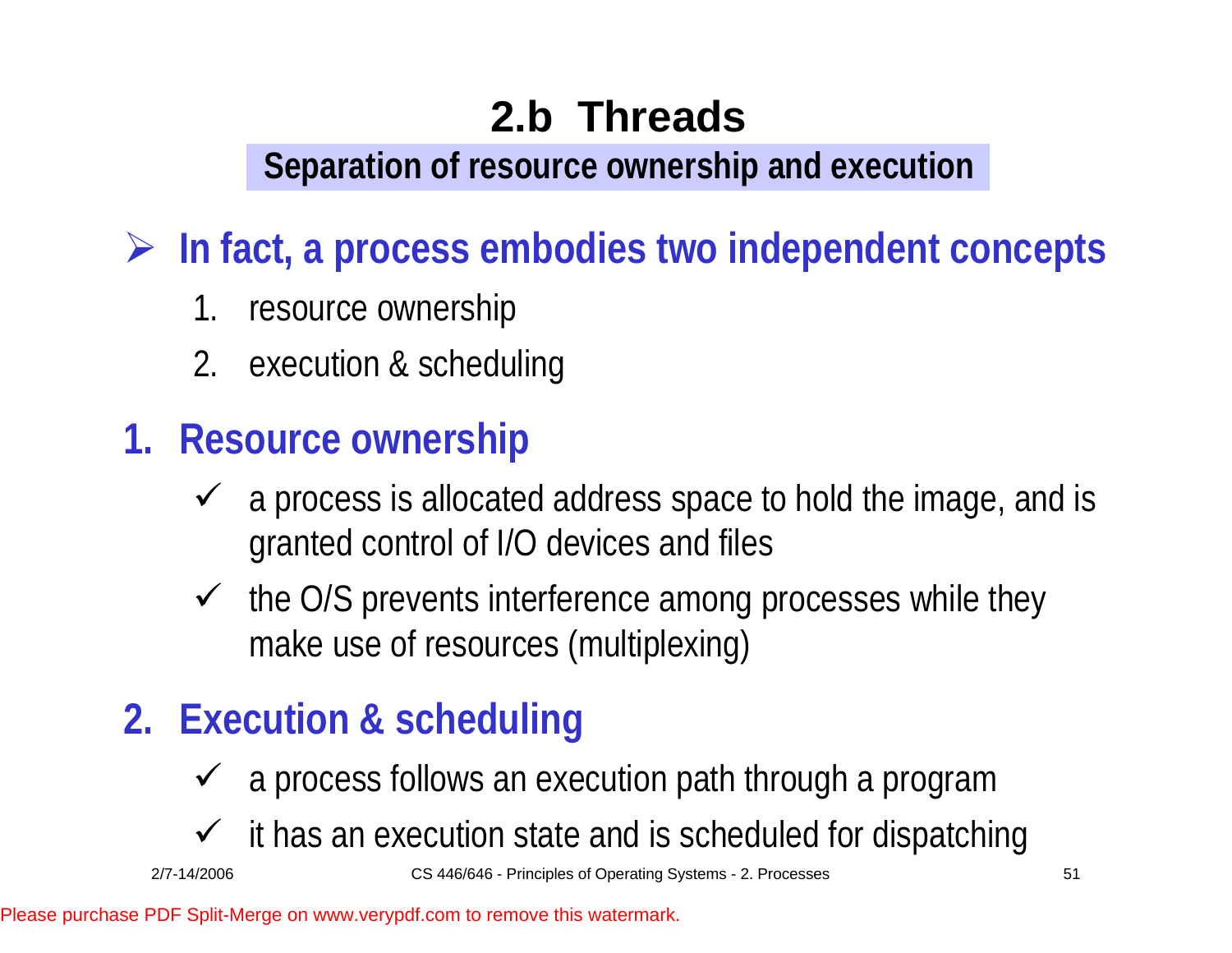# 2.b Threads

## Separation of resource ownership and execution

- **In fact, a process embodies two independent concepts**
  1. resource ownership
  2. execution & scheduling

### 1. Resource ownership

- ✓ a process is allocated address space to hold the image, and is granted control of I/O devices and files
- ✓ the O/S prevents interference among processes while they make use of resources (multiplexing)

### 2. Execution & scheduling

- ✓ a process follows an execution path through a program
- ✓ it has an execution state and is scheduled for dispatching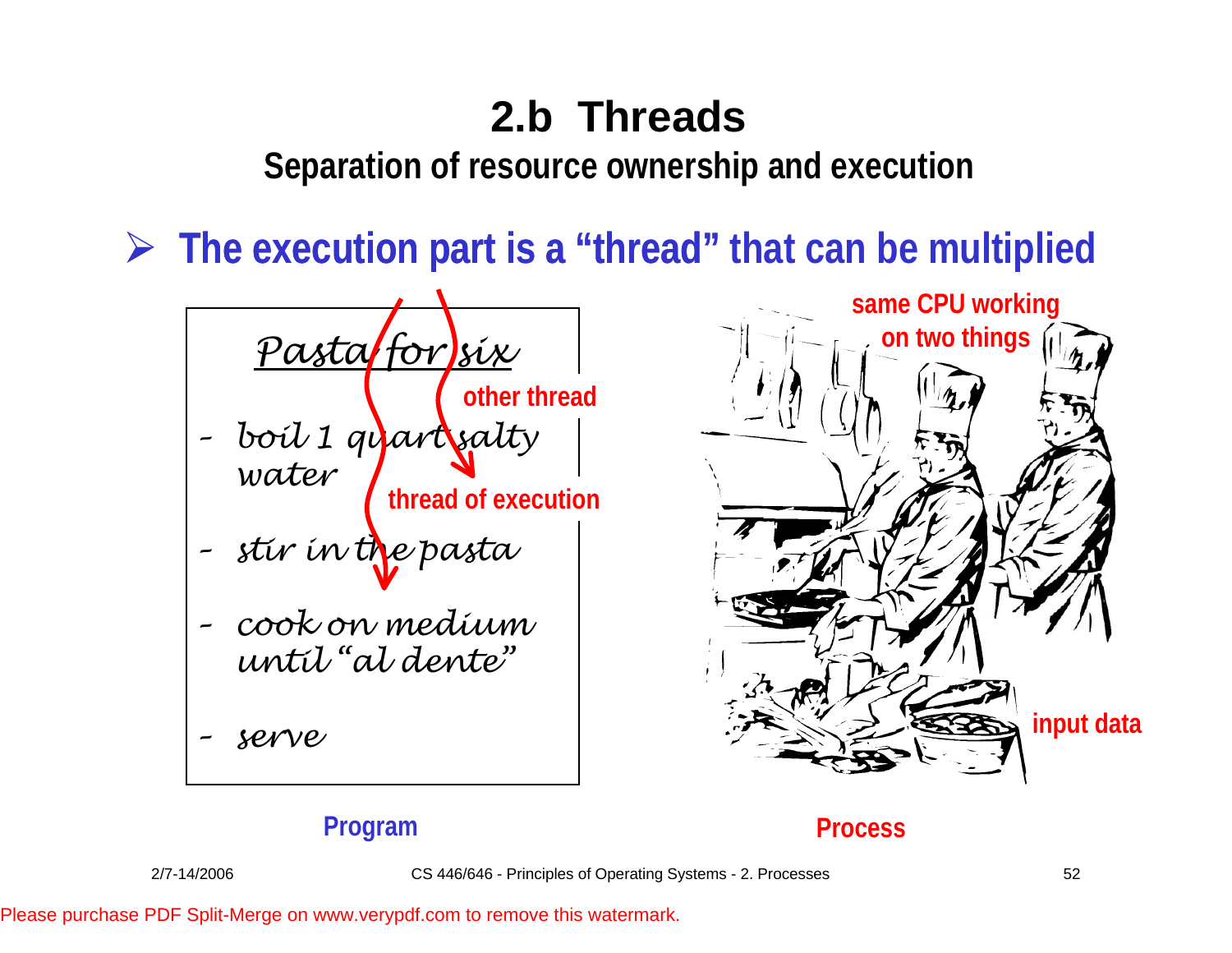# 2.b Threads

## Separation of resource ownership and execution

- **The execution part is a "thread" that can be multiplied**

*Pasta for six*

- *boil 1 quart salty water*
- *stir in the pasta*
- *cook on medium until "al dente"*
- *serve*

other thread

thread of execution

same CPU working on two things

input data

**Program**

**Process**

Please purchase PDF Split-Merge on www.verypdf.com to remove this watermark.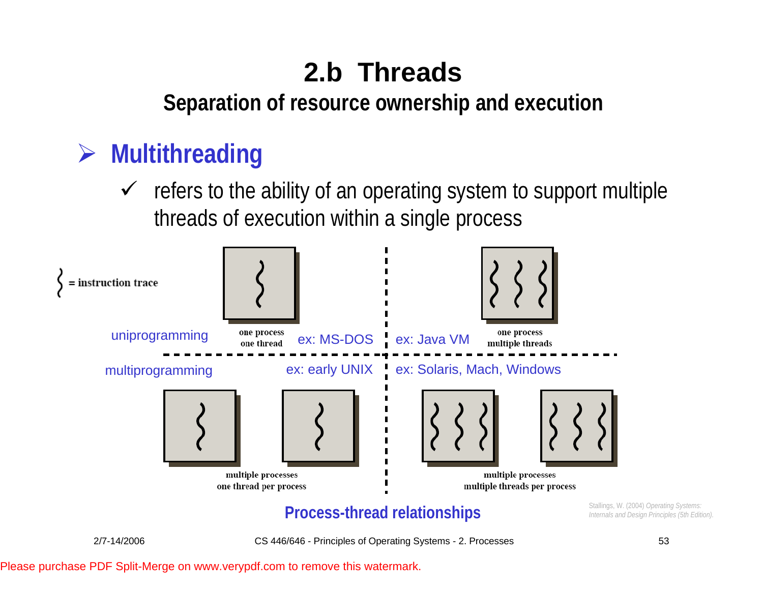# 2.b Threads

## Separation of resource ownership and execution

- **Multithreading**
  - ✓ refers to the ability of an operating system to support multiple threads of execution within a single process

= instruction trace

| | | |
|---|---|---|
| uniprogramming | one process one thread — ex: MS-DOS | ex: Java VM — one process multiple threads |
| multiprogramming | ex: early UNIX — multiple processes one thread per process | ex: Solaris, Mach, Windows — multiple processes multiple threads per process |

**Process-thread relationships**

Stallings, W. (2004) *Operating Systems: Internals and Design Principles (5th Edition).*

2/7-14/2006 CS 446/646 - Principles of Operating Systems - 2. Processes

Please purchase PDF Split-Merge on www.verypdf.com to remove this watermark.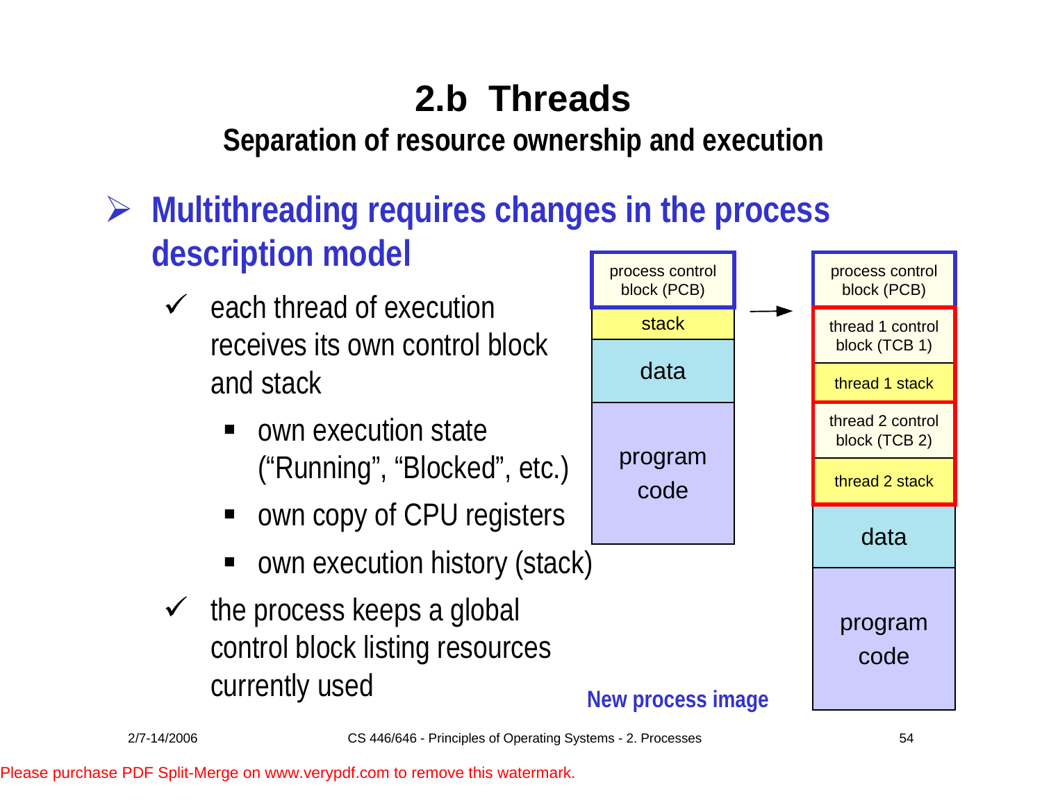# 2.b Threads

## Separation of resource ownership and execution

- **Multithreading requires changes in the process description model**
  - ✓ each thread of execution receives its own control block and stack
    - own execution state ("Running", "Blocked", etc.)
    - own copy of CPU registers
    - own execution history (stack)
  - ✓ the process keeps a global control block listing resources currently used

| process control block (PCB) |
| --- |
| stack |
| data |
| program code |

→

| process control block (PCB) |
| --- |
| thread 1 control block (TCB 1) |
| thread 1 stack |
| thread 2 control block (TCB 2) |
| thread 2 stack |
| data |
| program code |

**New process image**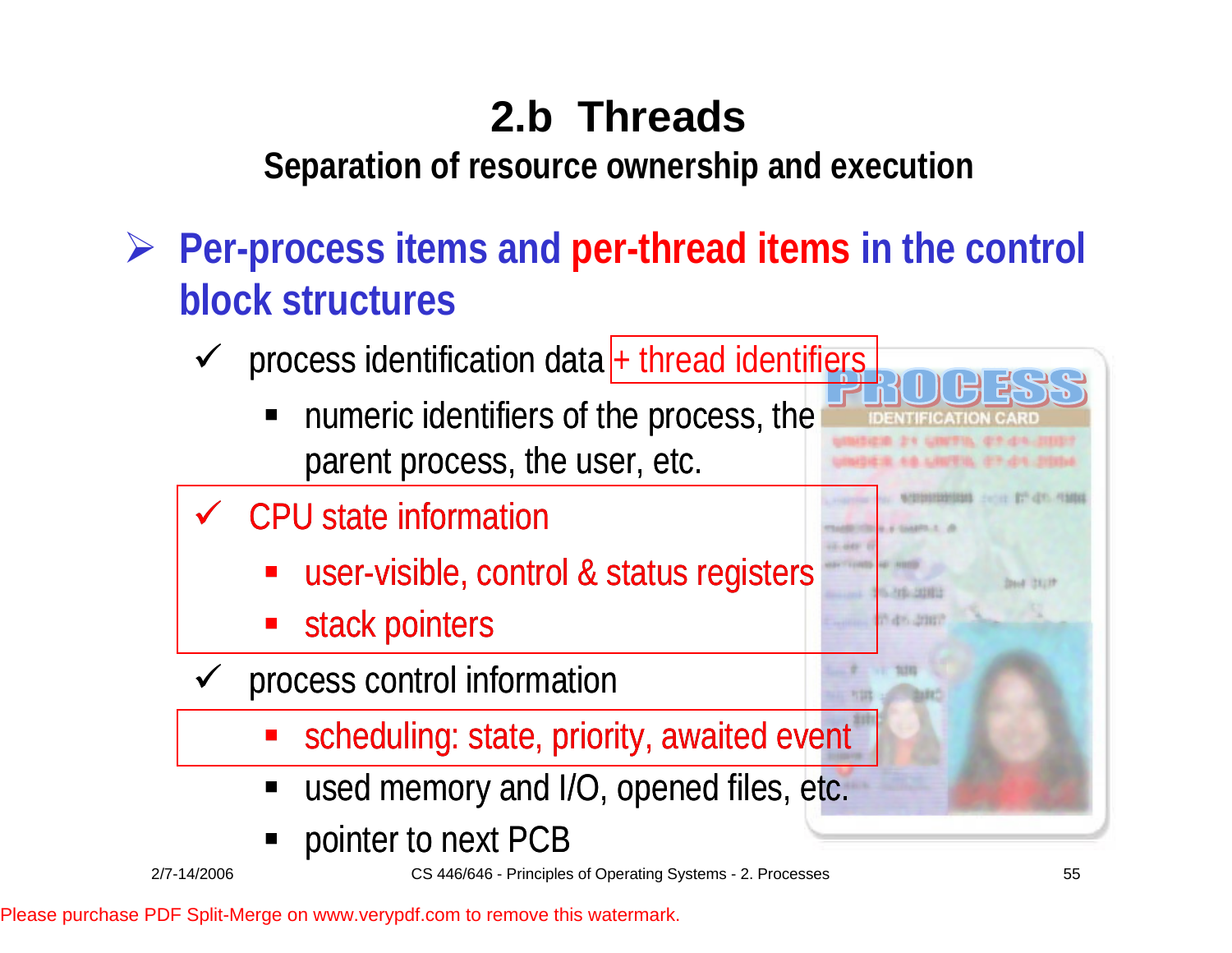# 2.b Threads

## Separation of resource ownership and execution

- **Per-process items and per-thread items in the control block structures**
  - ✓ process identification data + thread identifiers
    - numeric identifiers of the process, the parent process, the user, etc.
  - ✓ CPU state information
    - user-visible, control & status registers
    - stack pointers
  - ✓ process control information
    - scheduling: state, priority, awaited event
    - used memory and I/O, opened files, etc.
    - pointer to next PCB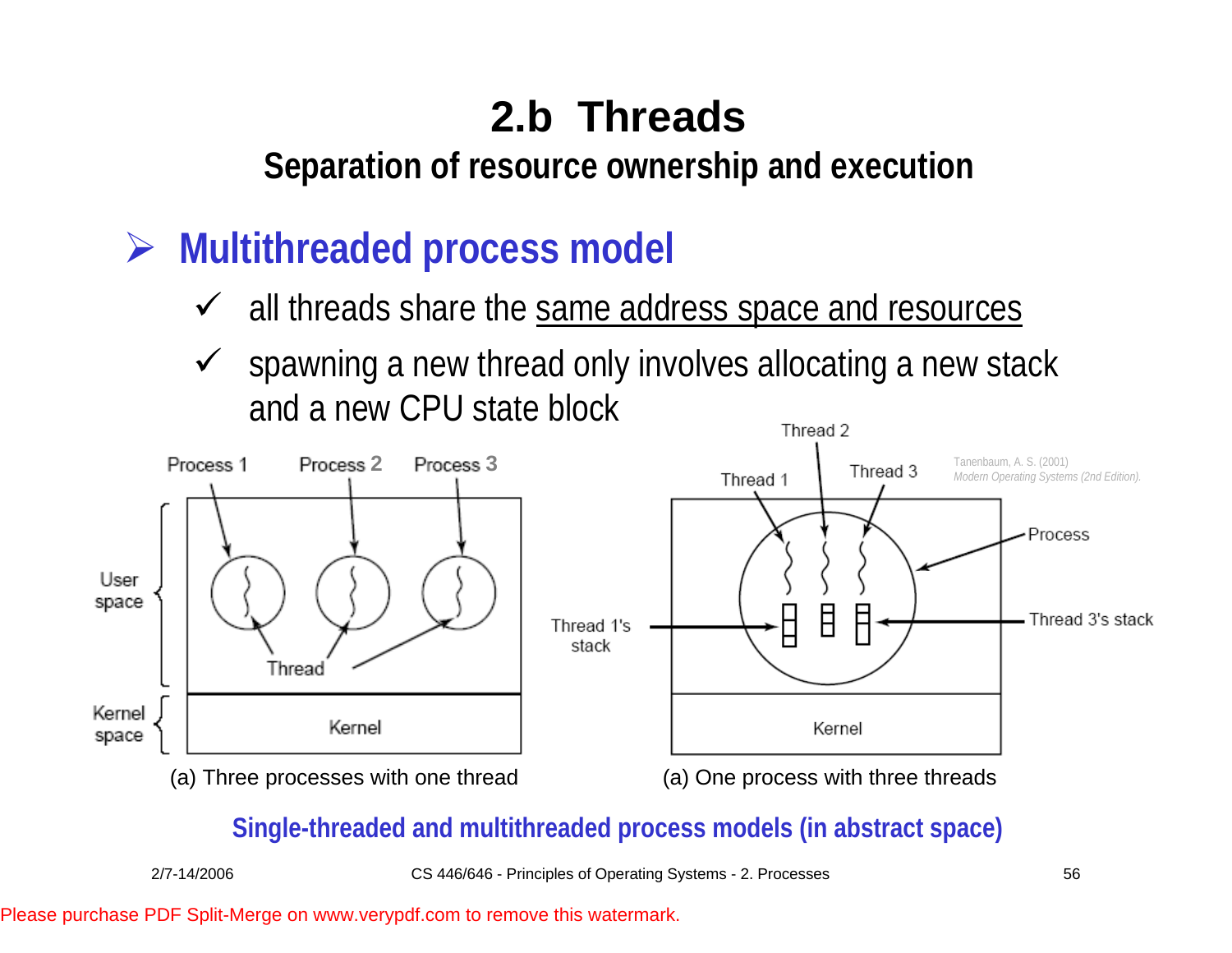# 2.b Threads

## Separation of resource ownership and execution

- **Multithreaded process model**
  - ✓ all threads share the same address space and resources
  - ✓ spawning a new thread only involves allocating a new stack and a new CPU state block

Tanenbaum, A. S. (2001) *Modern Operating Systems (2nd Edition).*

(a) Three processes with one thread

(a) One process with three threads

**Single-threaded and multithreaded process models (in abstract space)**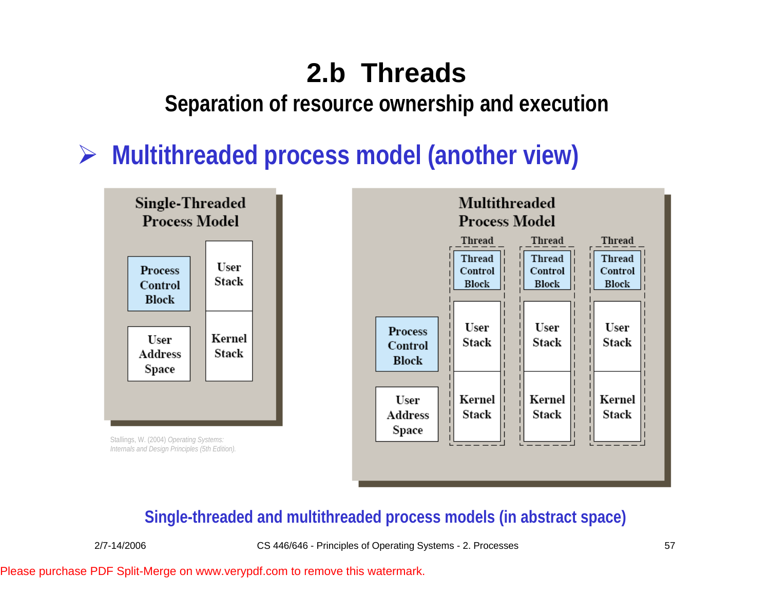# 2.b Threads

## Separation of resource ownership and execution

- **Multithreaded process model (another view)**

**Single-Threaded Process Model**

Process Control Block | User Stack
User Address Space | Kernel Stack

Stallings, W. (2004) *Operating Systems: Internals and Design Principles (5th Edition).*

**Multithreaded Process Model**

Process Control Block
User Address Space

Thread: Thread Control Block, User Stack, Kernel Stack
Thread: Thread Control Block, User Stack, Kernel Stack
Thread: Thread Control Block, User Stack, Kernel Stack

**Single-threaded and multithreaded process models (in abstract space)**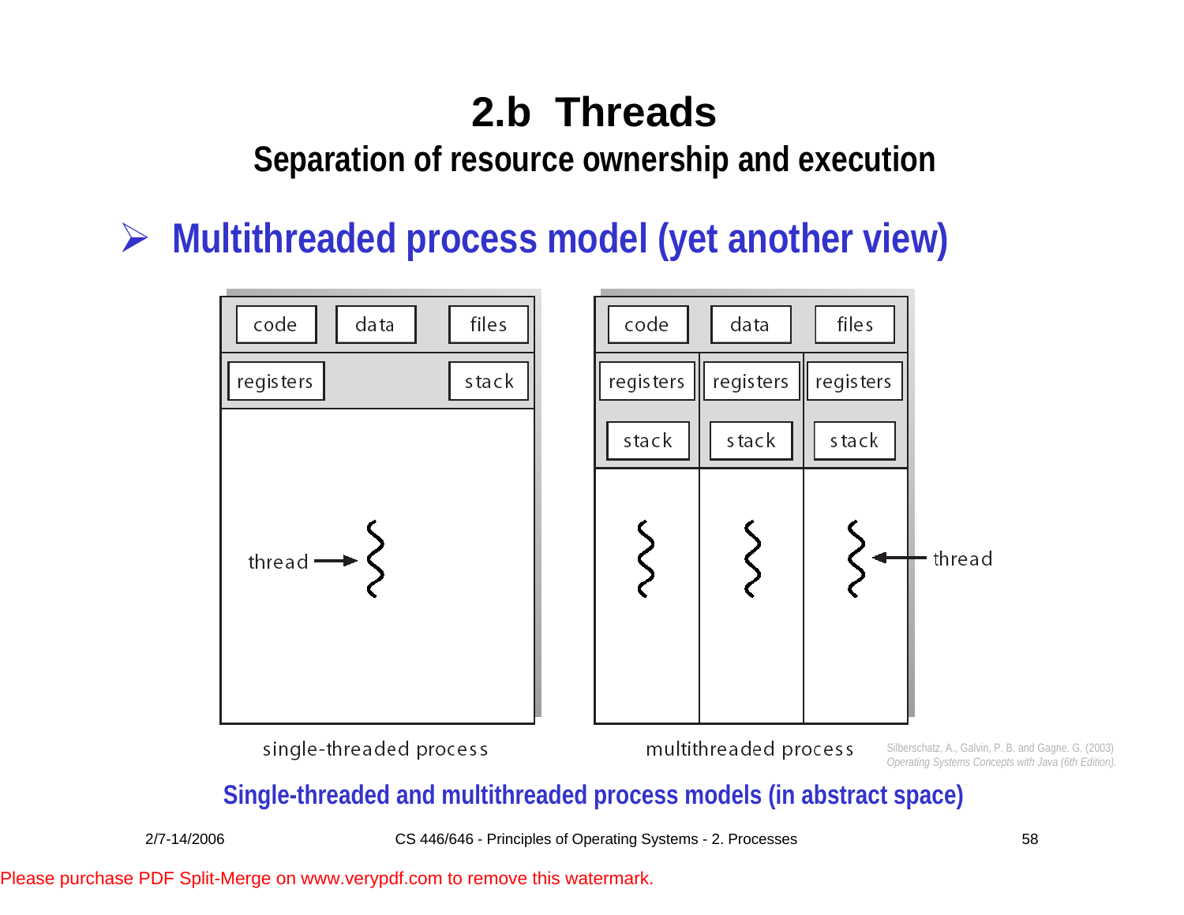# 2.b Threads

## Separation of resource ownership and execution

➢ **Multithreaded process model (yet another view)**

code | data | files
registers | stack
thread

single-threaded process

code | data | files
registers | registers | registers
stack | stack | stack
thread

multithreaded process

Silberschatz, A., Galvin, P. B. and Gagne. G. (2003)
*Operating Systems Concepts with Java (6th Edition).*

**Single-threaded and multithreaded process models (in abstract space)**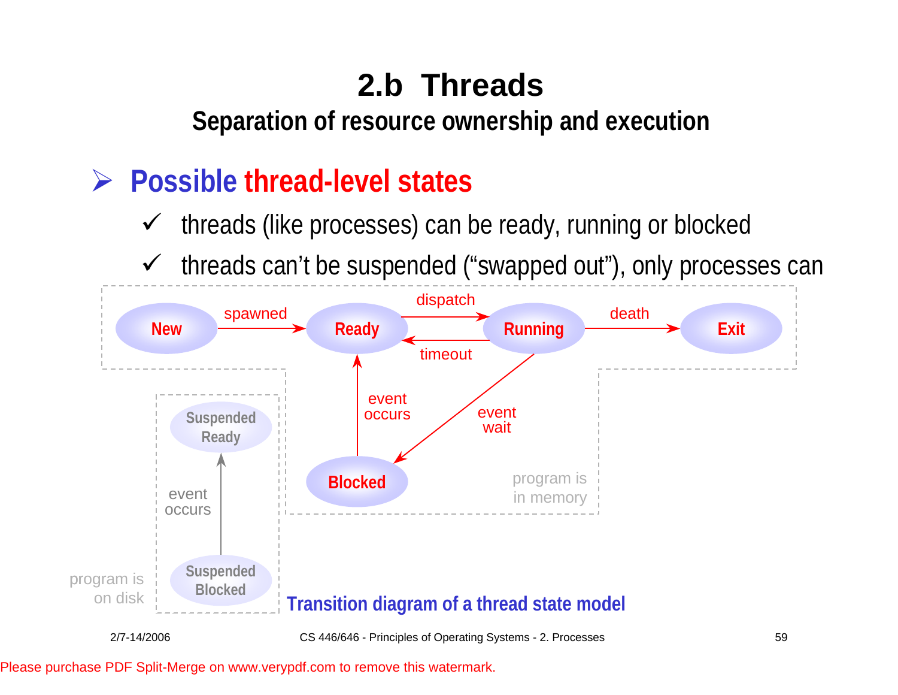# 2.b Threads

## Separation of resource ownership and execution

- **Possible thread-level states**
  - ✓ threads (like processes) can be ready, running or blocked
  - ✓ threads can't be suspended ("swapped out"), only processes can

New → spawned → Ready → dispatch → Running → death → Exit

Running → timeout → Ready

Running → event wait → Blocked

Blocked → event occurs → Ready

program is in memory

Suspended Blocked → event occurs → Suspended Ready

program is on disk

**Transition diagram of a thread state model**

Please purchase PDF Split-Merge on www.verypdf.com to remove this watermark.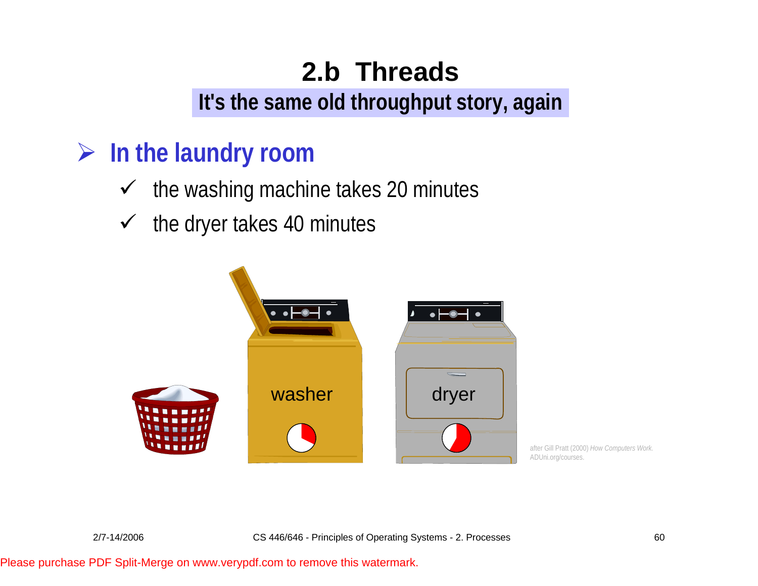# 2.b Threads

## It's the same old throughput story, again

- **In the laundry room**
  - ✓ the washing machine takes 20 minutes
  - ✓ the dryer takes 40 minutes

washer

dryer

after Gill Pratt (2000) *How Computers Work.* ADUni.org/courses.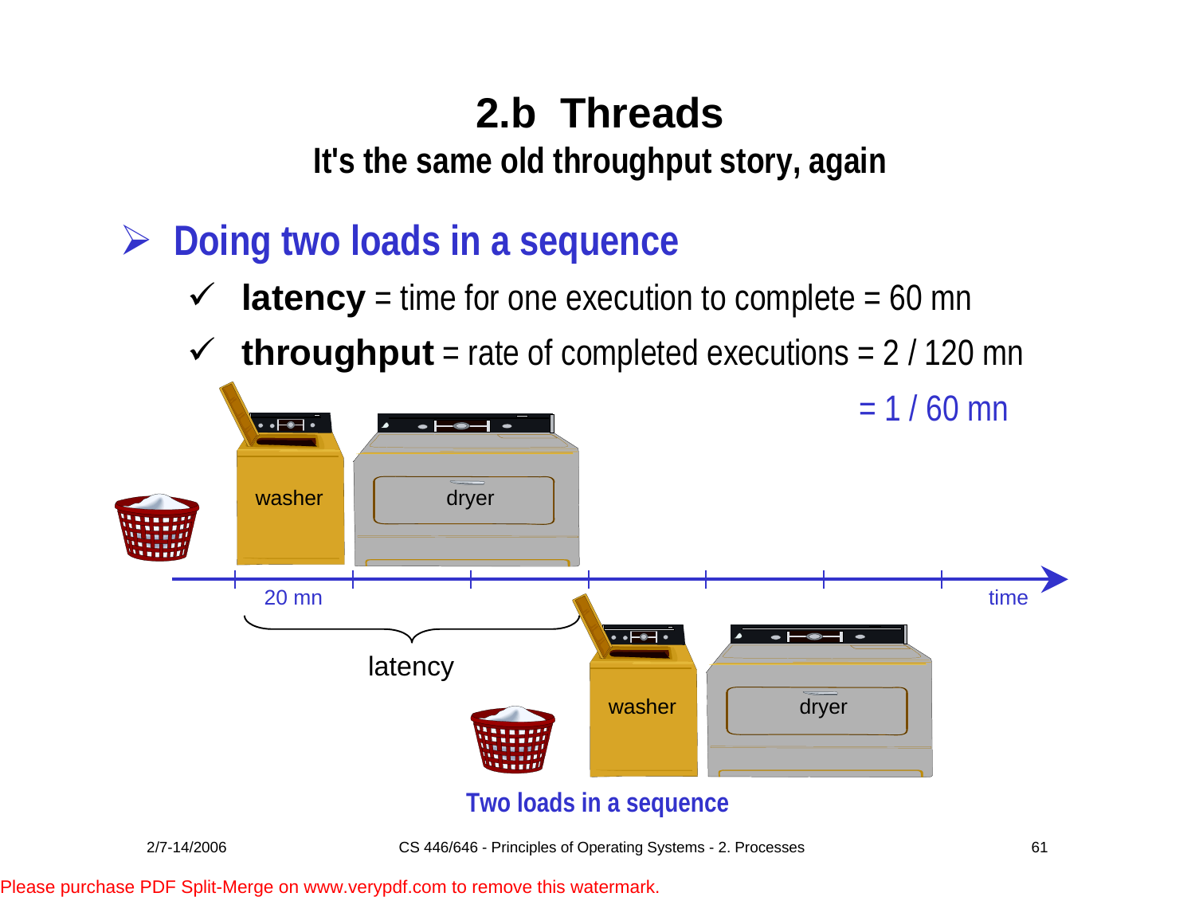# 2.b Threads

## It's the same old throughput story, again

- **Doing two loads in a sequence**
  - ✓ **latency** = time for one execution to complete = 60 mn
  - ✓ **throughput** = rate of completed executions = 2 / 120 mn = 1 / 60 mn

washer | dryer

20 mn | time

latency

washer | dryer

Two loads in a sequence

Please purchase PDF Split-Merge on www.verypdf.com to remove this watermark.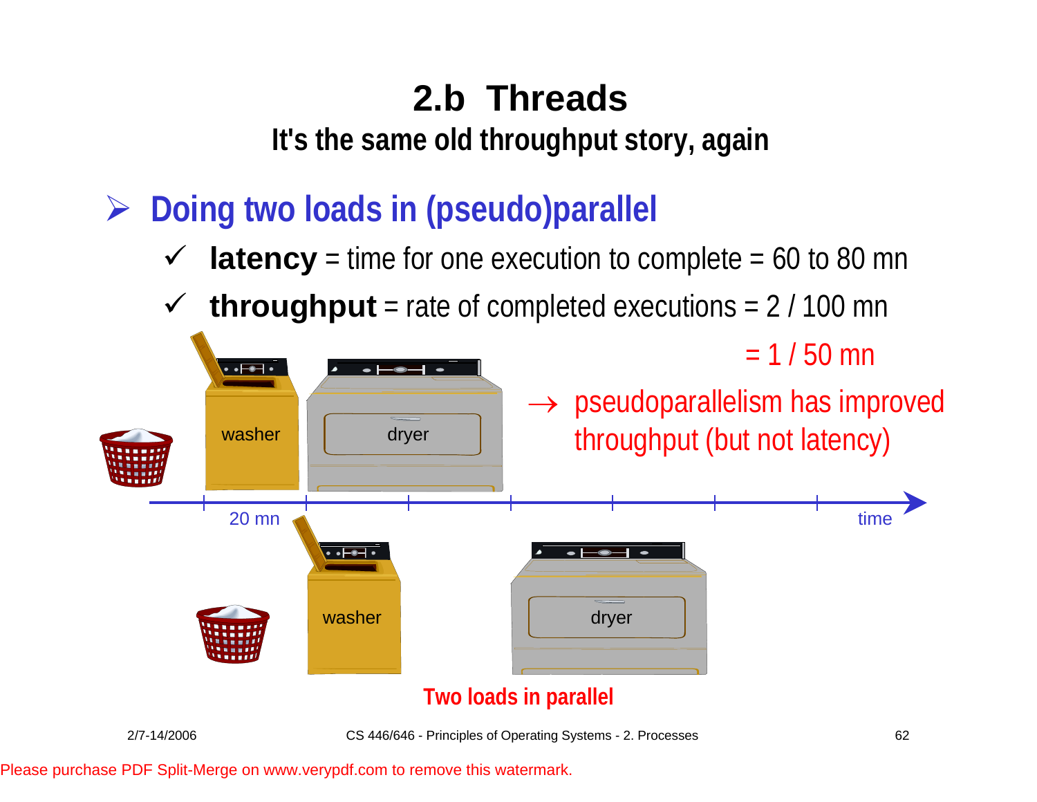# 2.b Threads

## It's the same old throughput story, again

- **Doing two loads in (pseudo)parallel**
  - ✓ **latency** = time for one execution to complete = 60 to 80 mn
  - ✓ **throughput** = rate of completed executions = 2 / 100 mn

= 1 / 50 mn

→ pseudoparallelism has improved throughput (but not latency)

washer | dryer

20 mn | time

washer | dryer

**Two loads in parallel**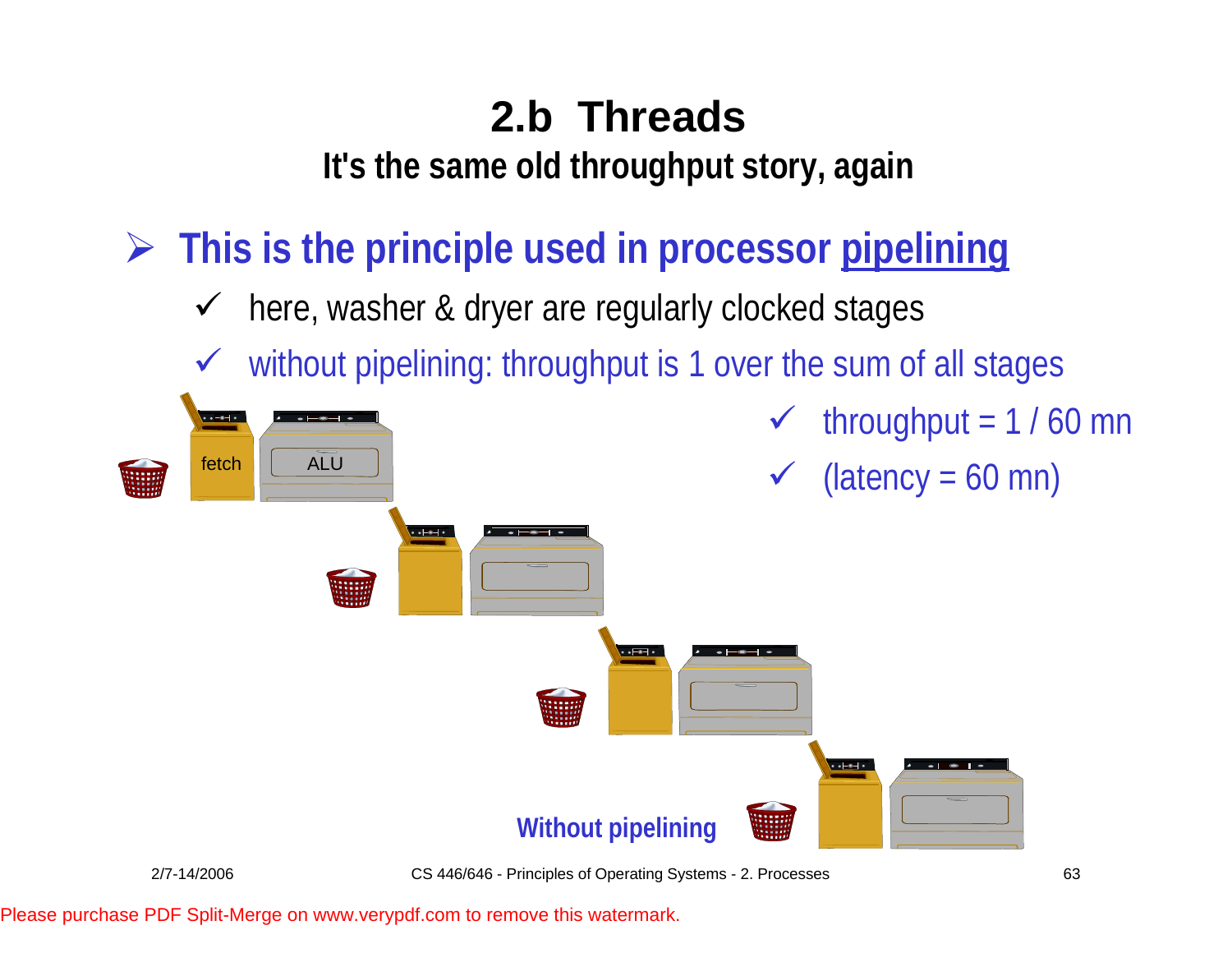# 2.b Threads

## It's the same old throughput story, again

- **This is the principle used in processor pipelining**
  - ✓ here, washer & dryer are regularly clocked stages
  - ✓ without pipelining: throughput is 1 over the sum of all stages

fetch ALU

- ✓ throughput = 1 / 60 mn
- ✓ (latency = 60 mn)

**Without pipelining**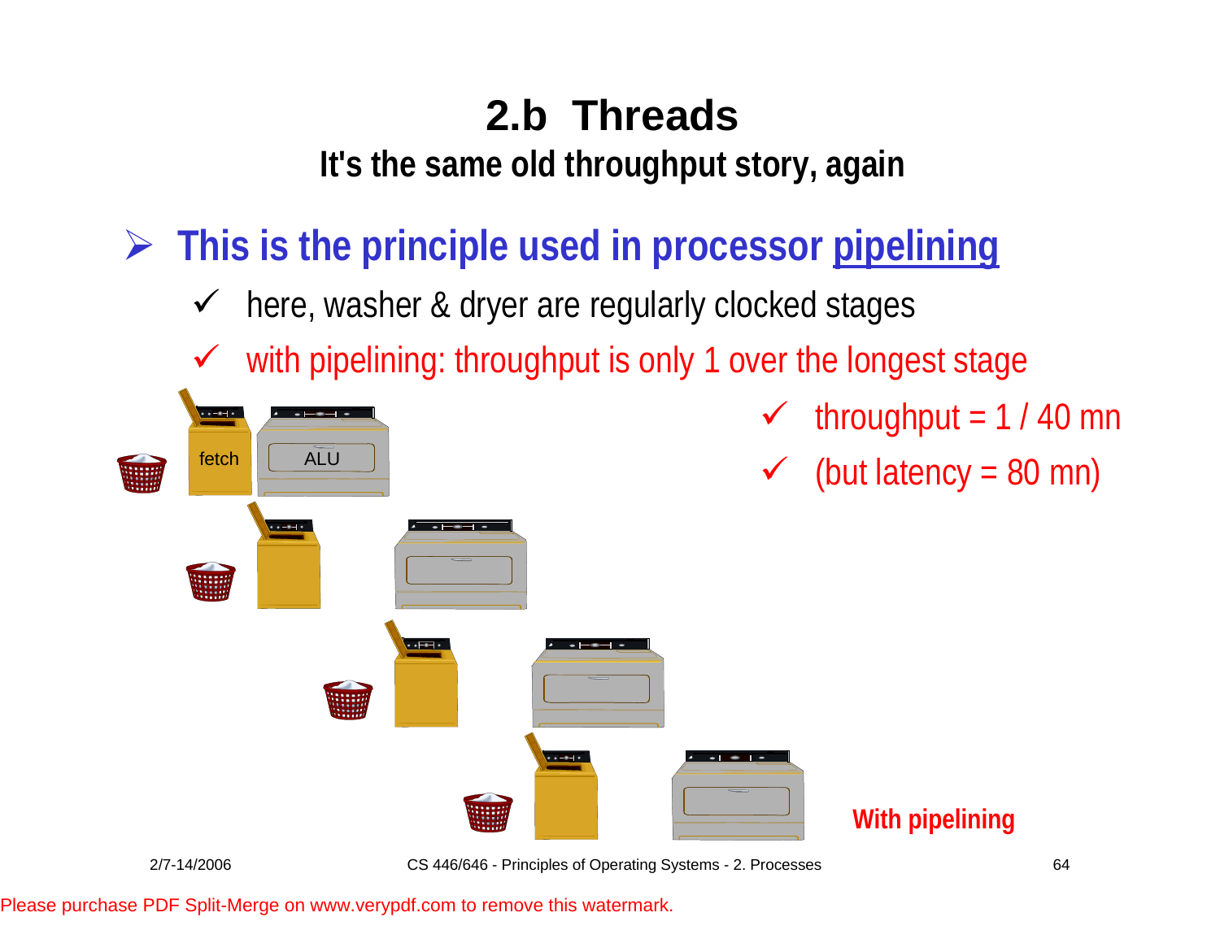# 2.b Threads

## It's the same old throughput story, again

- **This is the principle used in processor pipelining**
  - ✓ here, washer & dryer are regularly clocked stages
  - ✓ with pipelining: throughput is only 1 over the longest stage
  - ✓ throughput = 1 / 40 mn
  - ✓ (but latency = 80 mn)

fetch

ALU

**With pipelining**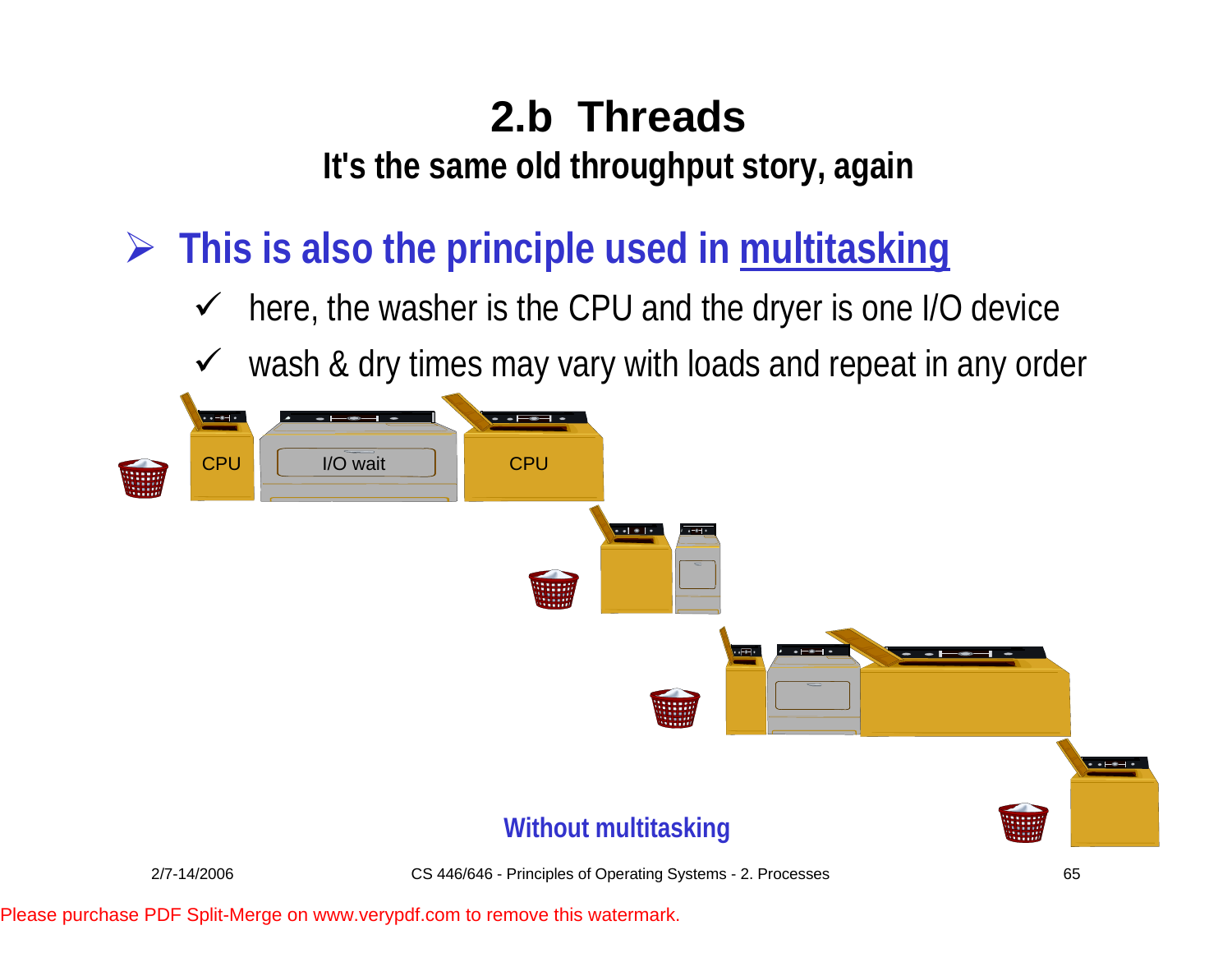# 2.b Threads

## It's the same old throughput story, again

- **This is also the principle used in multitasking**
  - ✓ here, the washer is the CPU and the dryer is one I/O device
  - ✓ wash & dry times may vary with loads and repeat in any order

CPU | I/O wait | CPU

**Without multitasking**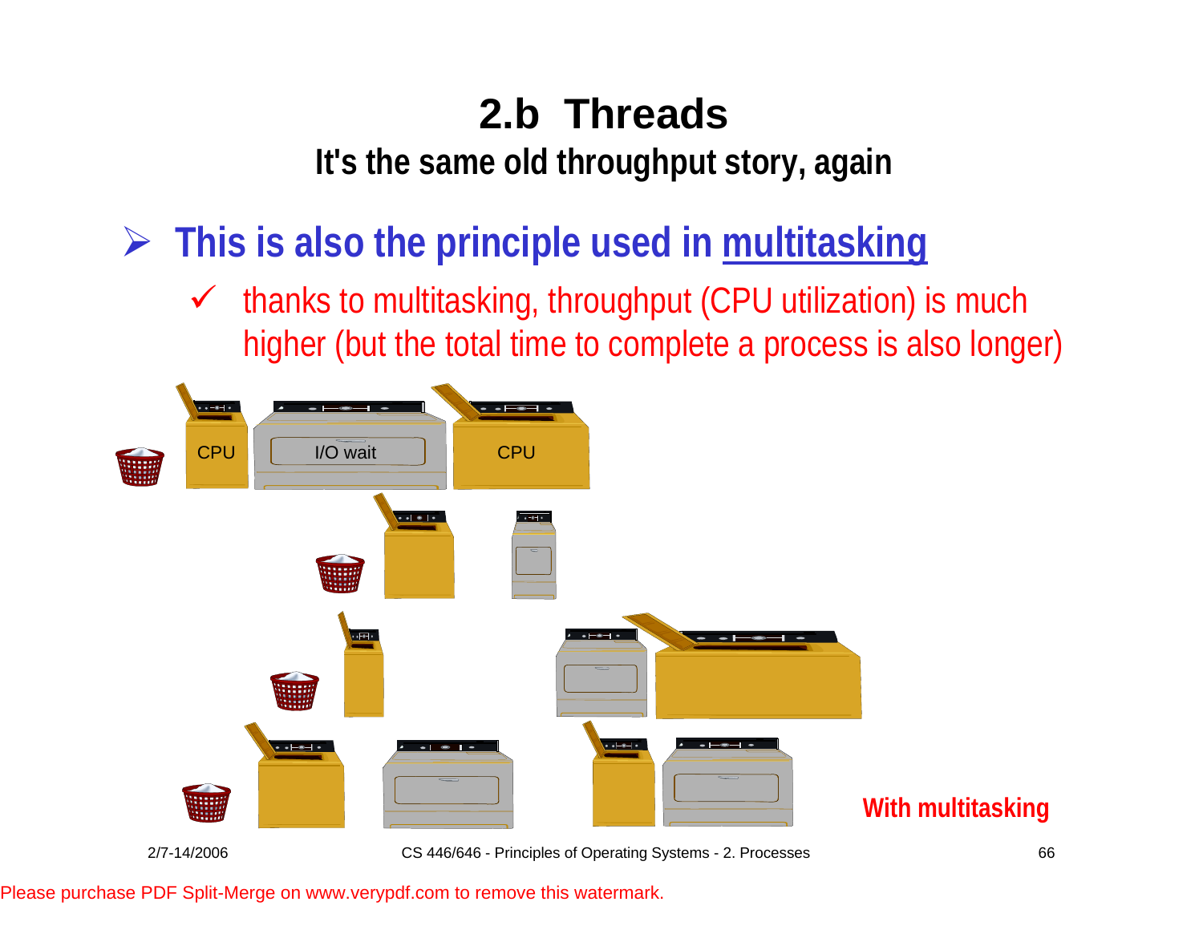# 2.b Threads

## It's the same old throughput story, again

- **This is also the principle used in multitasking**
  - ✓ thanks to multitasking, throughput (CPU utilization) is much higher (but the total time to complete a process is also longer)

CPU | I/O wait | CPU

**With multitasking**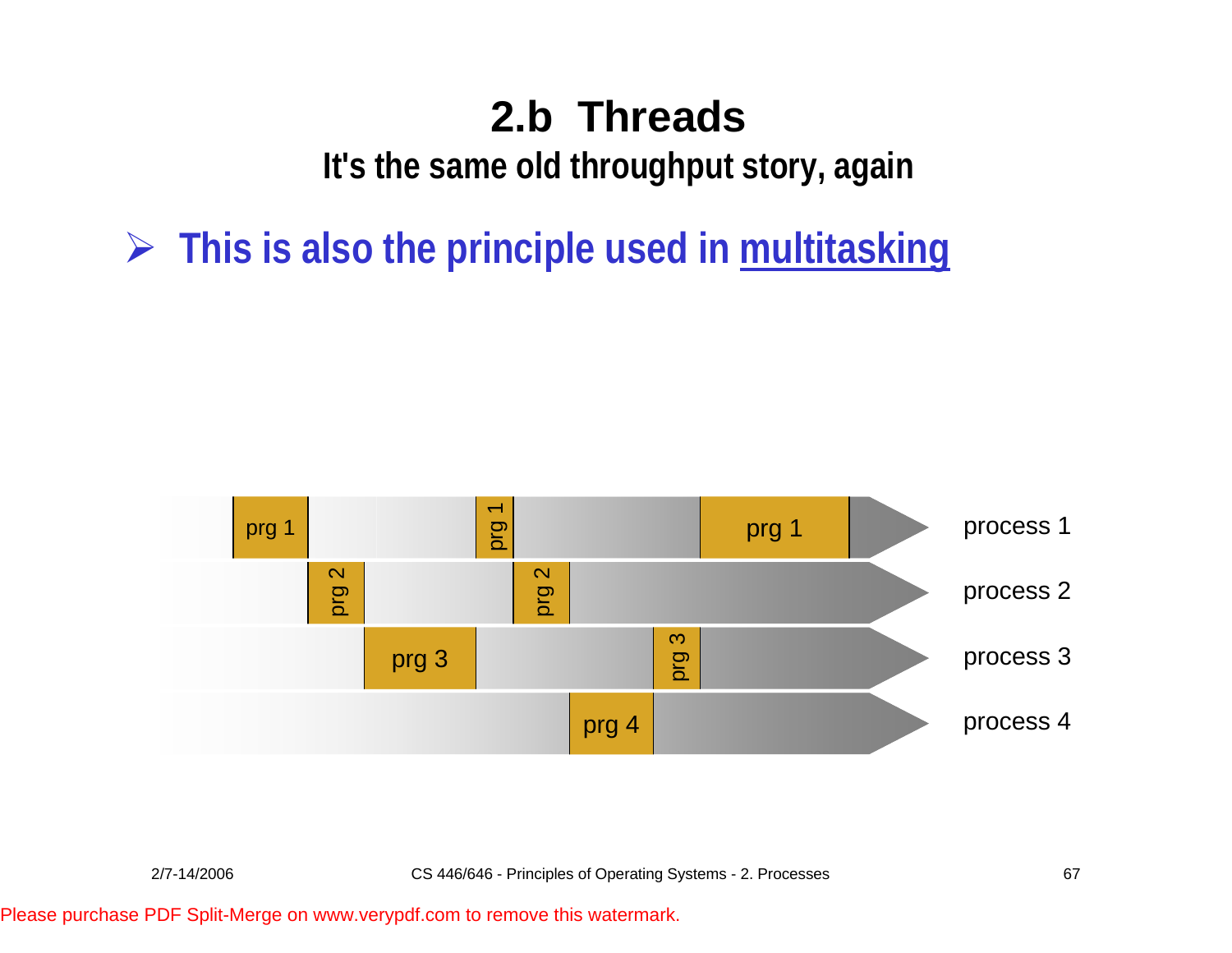# 2.b Threads

## It's the same old throughput story, again

- **This is also the principle used in multitasking**

prg 1 | prg 1 | prg 1 — process 1

prg 2 | prg 2 — process 2

prg 3 | prg 3 — process 3

prg 4 — process 4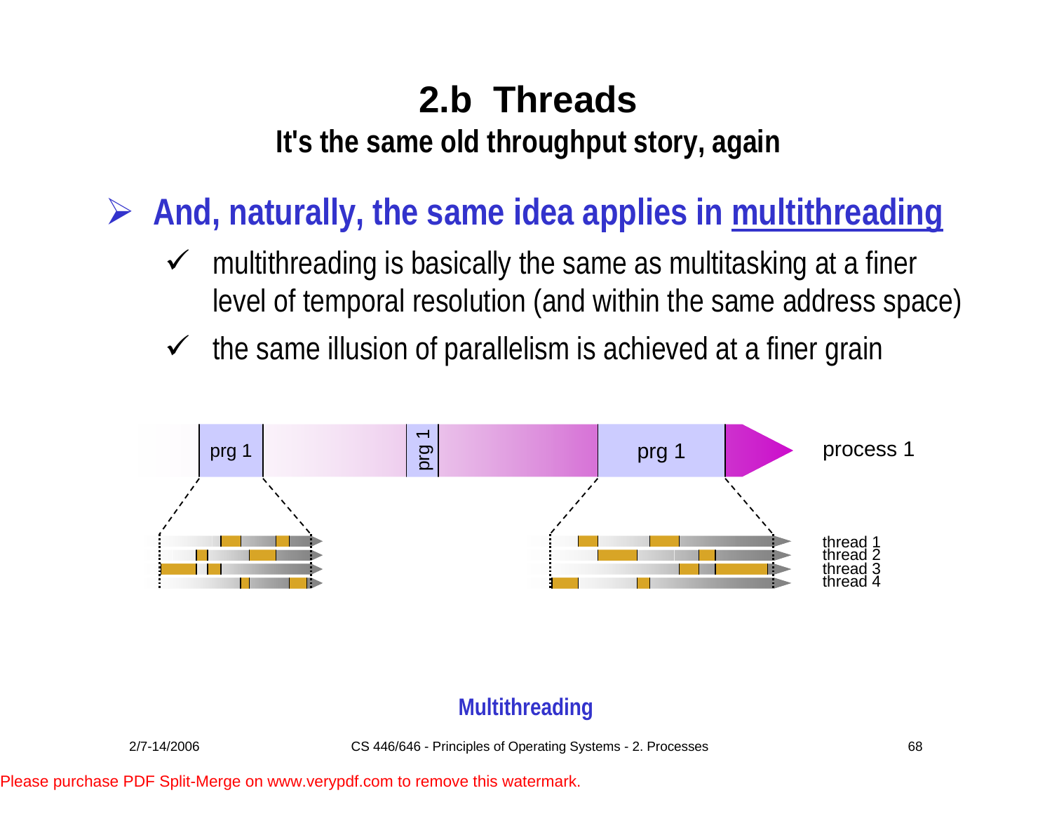# 2.b Threads

## It's the same old throughput story, again

- **And, naturally, the same idea applies in multithreading**
  - ✓ multithreading is basically the same as multitasking at a finer level of temporal resolution (and within the same address space)
  - ✓ the same illusion of parallelism is achieved at a finer grain

prg 1 | prg 1 | prg 1 — process 1

thread 1
thread 2
thread 3
thread 4

**Multithreading**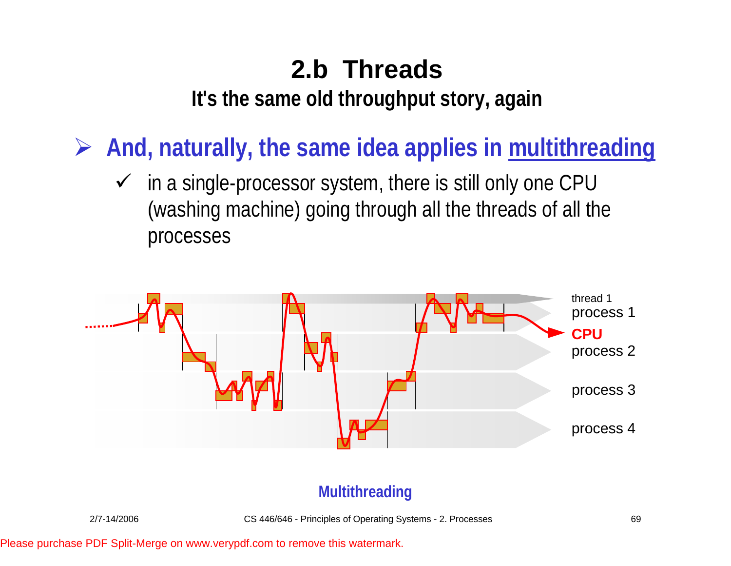# 2.b Threads

## It's the same old throughput story, again

- **And, naturally, the same idea applies in multithreading**
  - ✓ in a single-processor system, there is still only one CPU (washing machine) going through all the threads of all the processes

thread 1
process 1
CPU
process 2
process 3
process 4

**Multithreading**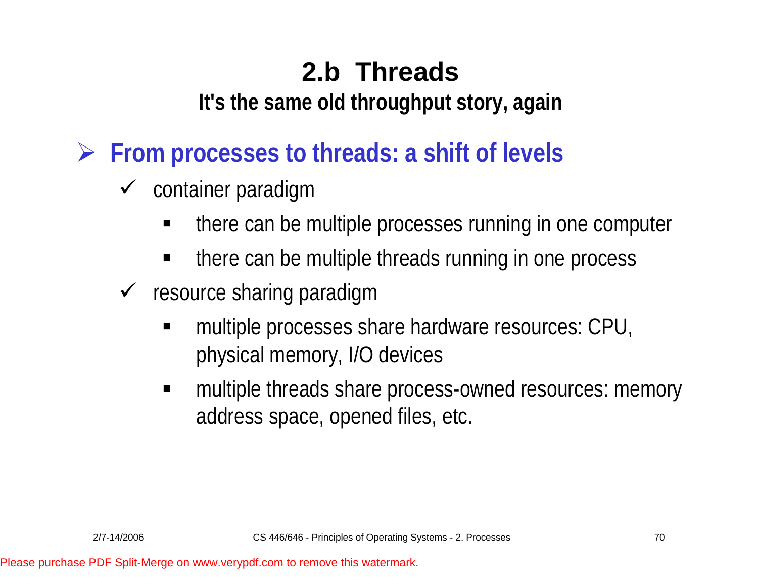# 2.b Threads

## It's the same old throughput story, again

- **From processes to threads: a shift of levels**
  - container paradigm
    - there can be multiple processes running in one computer
    - there can be multiple threads running in one process
  - resource sharing paradigm
    - multiple processes share hardware resources: CPU, physical memory, I/O devices
    - multiple threads share process-owned resources: memory address space, opened files, etc.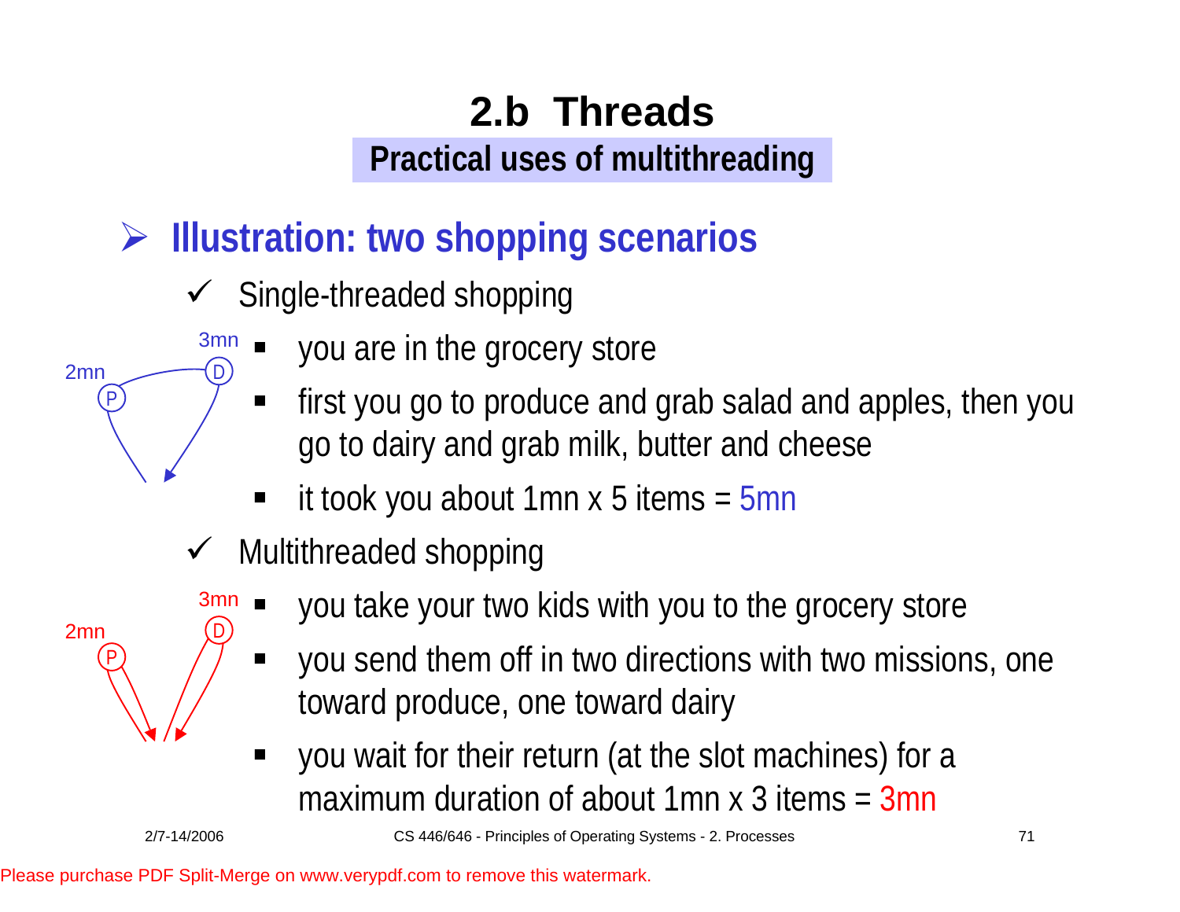# 2.b Threads

## Practical uses of multithreading

### Illustration: two shopping scenarios

- Single-threaded shopping
  - you are in the grocery store
  - first you go to produce and grab salad and apples, then you go to dairy and grab milk, butter and cheese
  - it took you about 1mn x 5 items = 5mn
- Multithreaded shopping
  - you take your two kids with you to the grocery store
  - you send them off in two directions with two missions, one toward produce, one toward dairy
  - you wait for their return (at the slot machines) for a maximum duration of about 1mn x 3 items = 3mn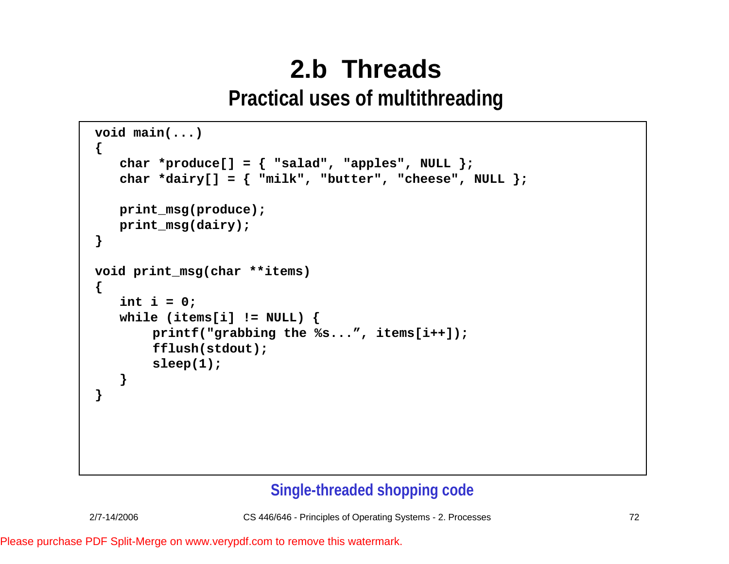# 2.b Threads

## Practical uses of multithreading

```
void main(...)
{
   char *produce[] = { "salad", "apples", NULL };
   char *dairy[] = { "milk", "butter", "cheese", NULL };

   print_msg(produce);
   print_msg(dairy);
}

void print_msg(char **items)
{
   int i = 0;
   while (items[i] != NULL) {
        printf("grabbing the %s...", items[i++]);
        fflush(stdout);
        sleep(1);
   }
}
```

**Single-threaded shopping code**

Please purchase PDF Split-Merge on www.verypdf.com to remove this watermark.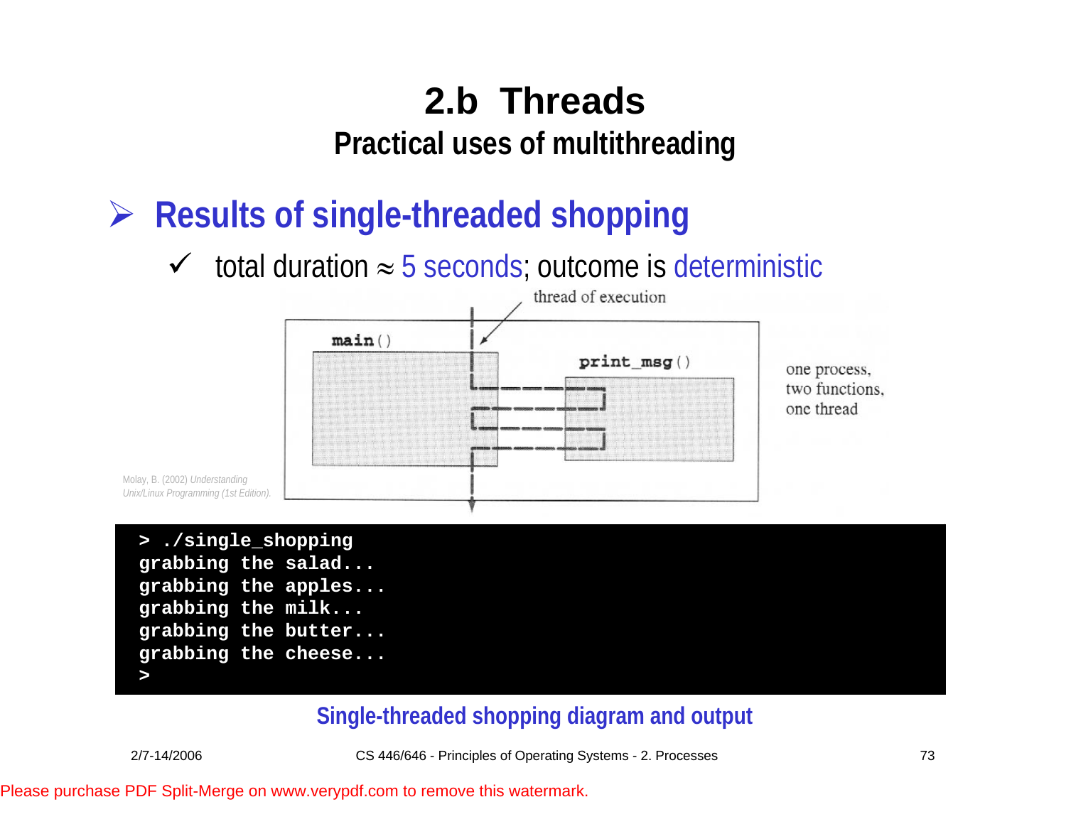# 2.b Threads

## Practical uses of multithreading

### ➢ Results of single-threaded shopping

✓ total duration ≈ 5 seconds; outcome is deterministic

thread of execution

main()

print_msg()

one process,
two functions,
one thread

Molay, B. (2002) *Understanding Unix/Linux Programming (1st Edition).*

```
> ./single_shopping
grabbing the salad...
grabbing the apples...
grabbing the milk...
grabbing the butter...
grabbing the cheese...
>
```

Single-threaded shopping diagram and output

Please purchase PDF Split-Merge on www.verypdf.com to remove this watermark.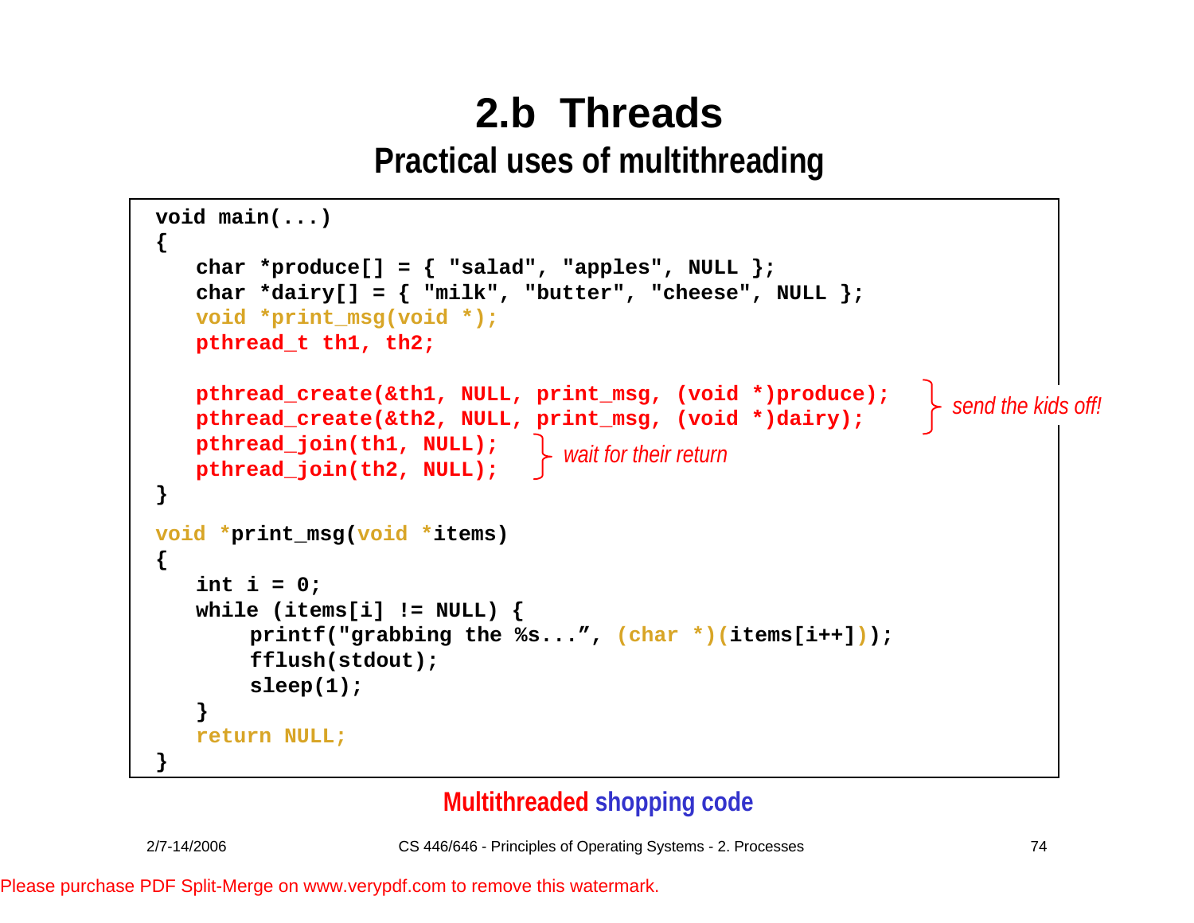# 2.b Threads

## Practical uses of multithreading

```
void main(...)
{
   char *produce[] = { "salad", "apples", NULL };
   char *dairy[] = { "milk", "butter", "cheese", NULL };
   void *print_msg(void *);
   pthread_t th1, th2;

   pthread_create(&th1, NULL, print_msg, (void *)produce);
   pthread_create(&th2, NULL, print_msg, (void *)dairy);
   pthread_join(th1, NULL);
   pthread_join(th2, NULL);
}

void *print_msg(void *items)
{
   int i = 0;
   while (items[i] != NULL) {
       printf("grabbing the %s...", (char *)(items[i++]));
       fflush(stdout);
       sleep(1);
   }
   return NULL;
}
```

*send the kids off!* (pthread_create calls)

*wait for their return* (pthread_join calls)

**Multithreaded shopping code**

Please purchase PDF Split-Merge on www.verypdf.com to remove this watermark.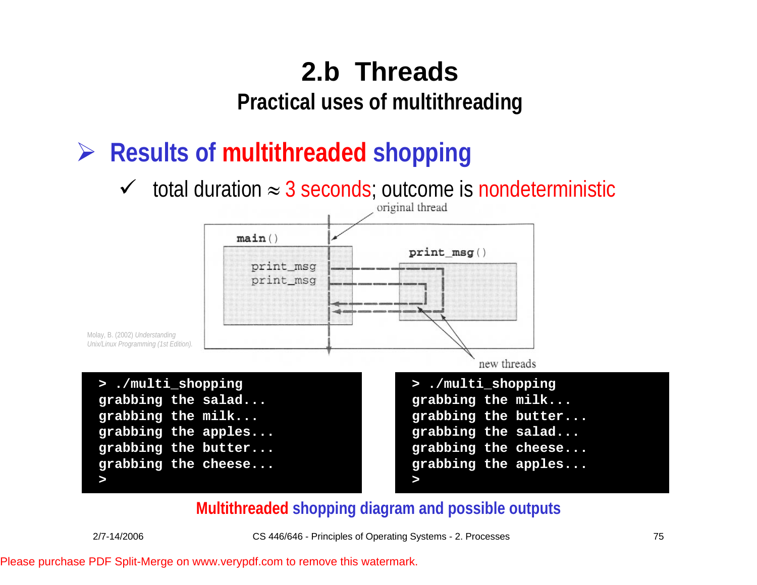# 2.b Threads

## Practical uses of multithreading

- **Results of multithreaded shopping**
  - ✓ total duration ≈ 3 seconds; outcome is nondeterministic

original thread

main()

print_msg
print_msg

print_msg()

new threads

Molay, B. (2002) *Understanding Unix/Linux Programming (1st Edition).*

```
> ./multi_shopping
grabbing the salad...
grabbing the milk...
grabbing the apples...
grabbing the butter...
grabbing the cheese...
>
```

```
> ./multi_shopping
grabbing the milk...
grabbing the butter...
grabbing the salad...
grabbing the cheese...
grabbing the apples...
>
```

**Multithreaded shopping diagram and possible outputs**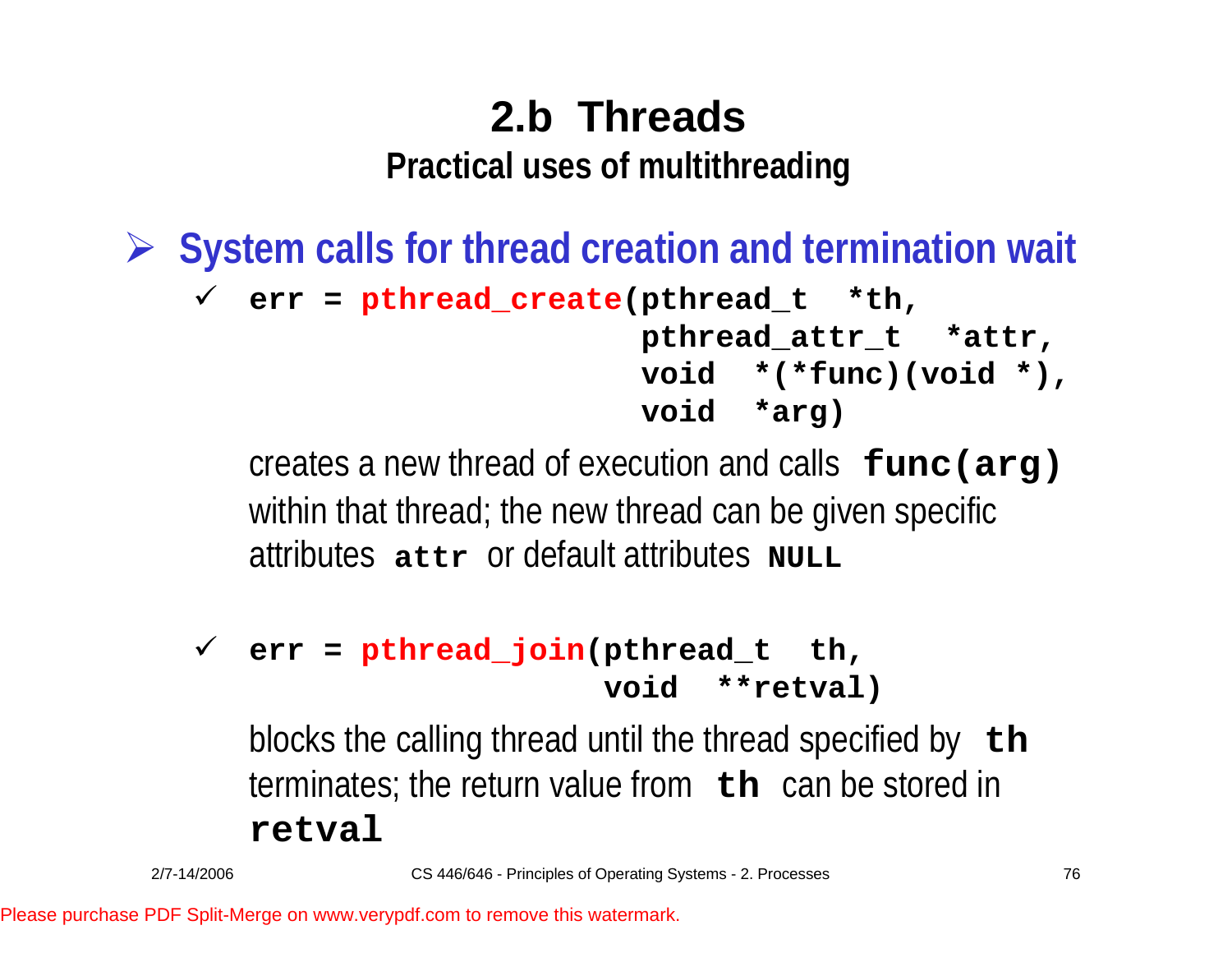# 2.b Threads

## Practical uses of multithreading

- **System calls for thread creation and termination wait**
  - ```
    err = pthread_create(pthread_t  *th,
                         pthread_attr_t  *attr,
                         void  *(*func)(void *),
                         void  *arg)
    ```
    creates a new thread of execution and calls **`func(arg)`** within that thread; the new thread can be given specific attributes **`attr`** or default attributes **`NULL`**

  - ```
    err = pthread_join(pthread_t  th,
                       void  **retval)
    ```
    blocks the calling thread until the thread specified by **`th`** terminates; the return value from **`th`** can be stored in **`retval`**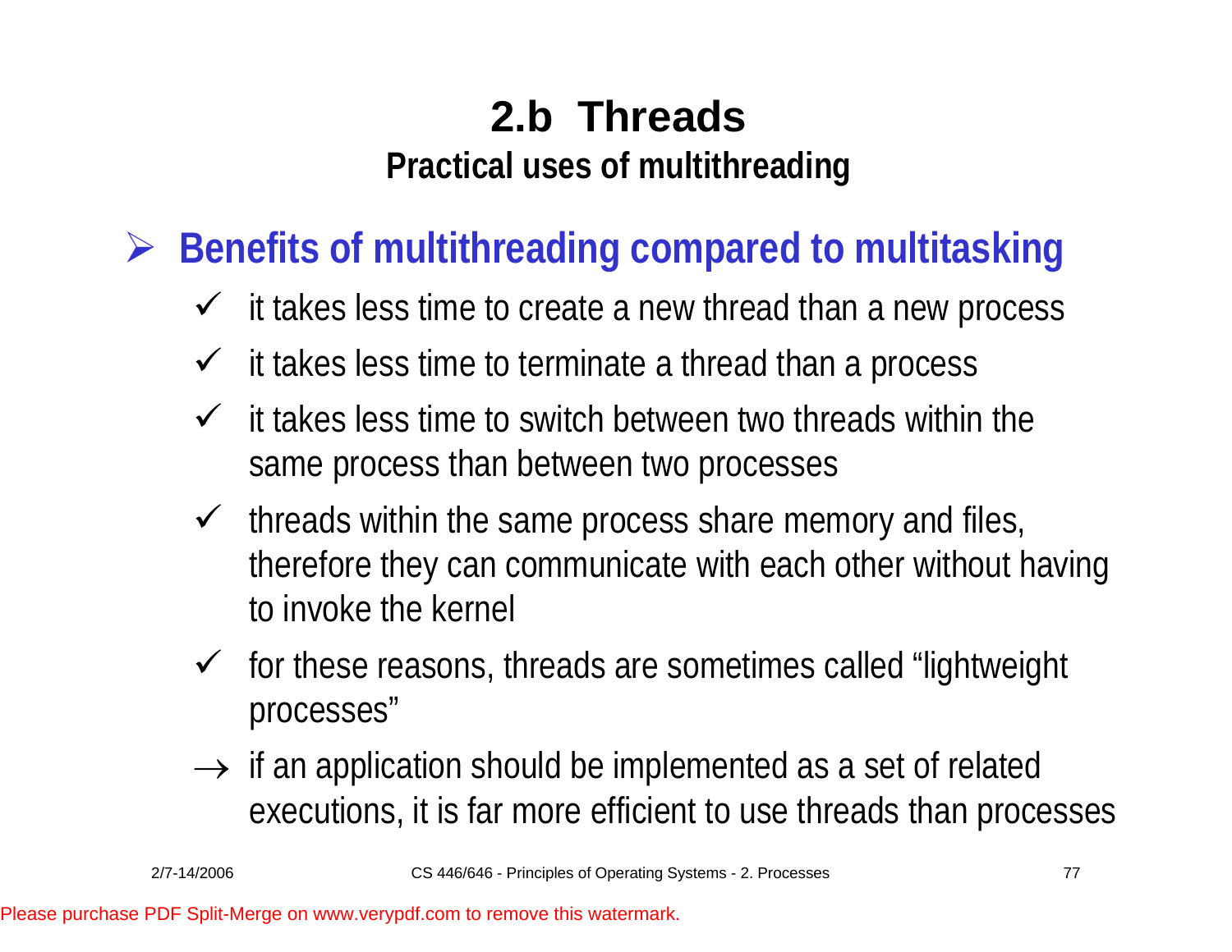# 2.b Threads

## Practical uses of multithreading

- **Benefits of multithreading compared to multitasking**
  - ✓ it takes less time to create a new thread than a new process
  - ✓ it takes less time to terminate a thread than a process
  - ✓ it takes less time to switch between two threads within the same process than between two processes
  - ✓ threads within the same process share memory and files, therefore they can communicate with each other without having to invoke the kernel
  - ✓ for these reasons, threads are sometimes called "lightweight processes"
  - → if an application should be implemented as a set of related executions, it is far more efficient to use threads than processes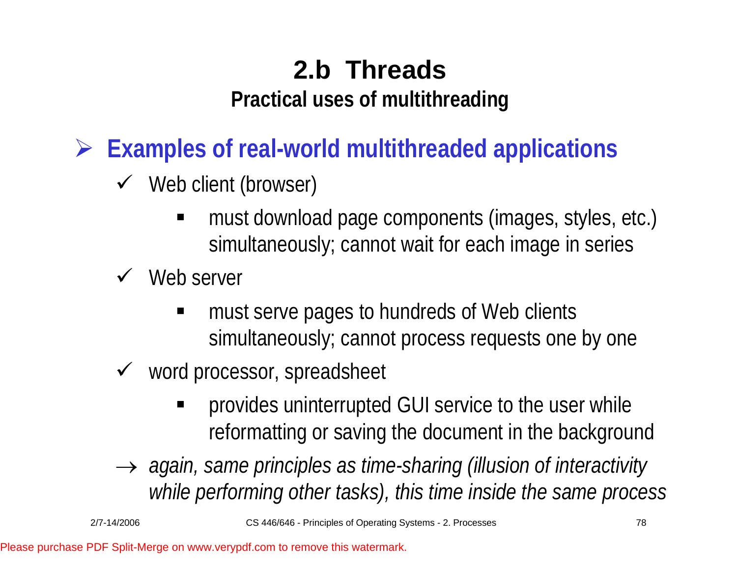# 2.b Threads

## Practical uses of multithreading

- **Examples of real-world multithreaded applications**
  - Web client (browser)
    - must download page components (images, styles, etc.) simultaneously; cannot wait for each image in series
  - Web server
    - must serve pages to hundreds of Web clients simultaneously; cannot process requests one by one
  - word processor, spreadsheet
    - provides uninterrupted GUI service to the user while reformatting or saving the document in the background

  → *again, same principles as time-sharing (illusion of interactivity while performing other tasks), this time inside the same process*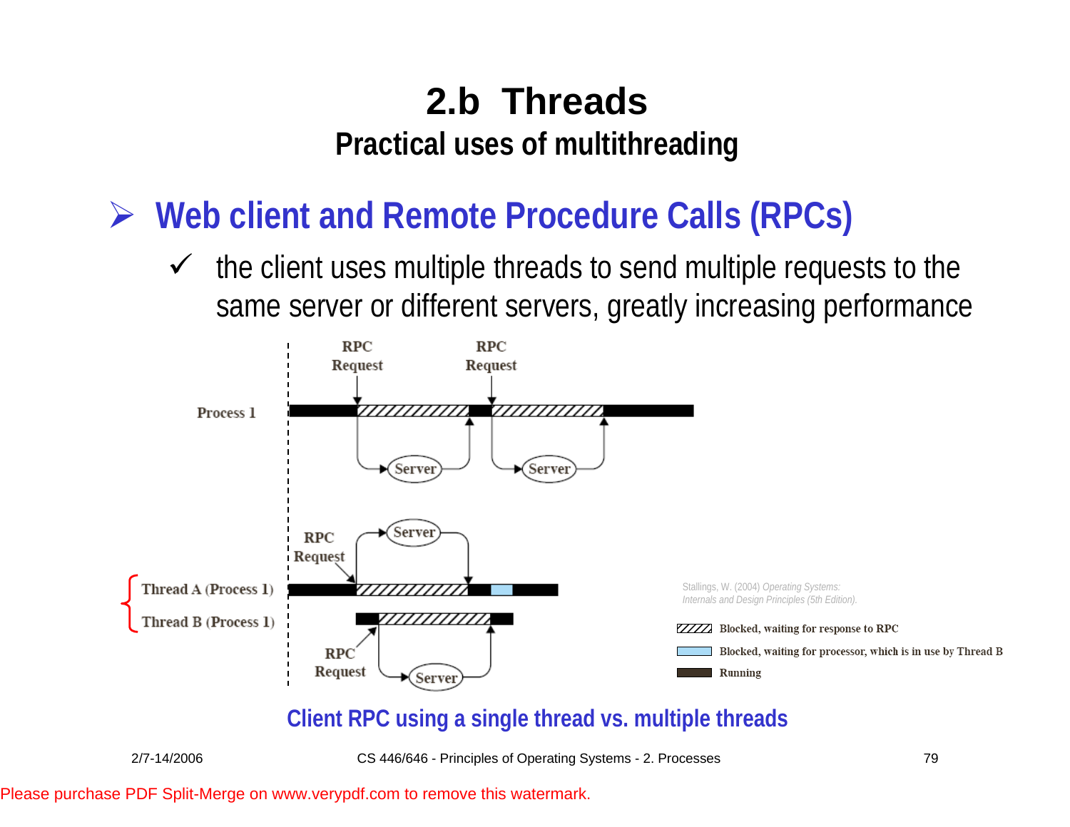# 2.b Threads

## Practical uses of multithreading

- **Web client and Remote Procedure Calls (RPCs)**
  - ✓ the client uses multiple threads to send multiple requests to the same server or different servers, greatly increasing performance

Process 1

RPC Request — Server — RPC Request — Server

Thread A (Process 1)

Thread B (Process 1)

Stallings, W. (2004) *Operating Systems: Internals and Design Principles (5th Edition).*

- Blocked, waiting for response to RPC
- Blocked, waiting for processor, which is in use by Thread B
- Running

**Client RPC using a single thread vs. multiple threads**

Please purchase PDF Split-Merge on www.verypdf.com to remove this watermark.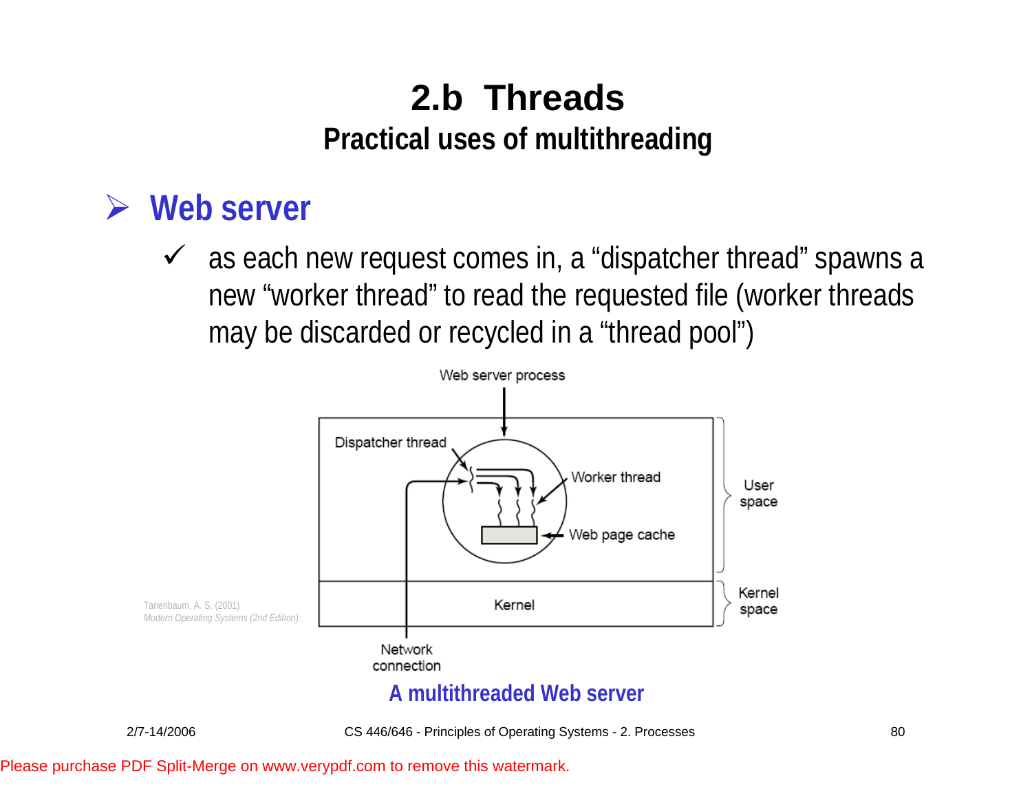# 2.b Threads

## Practical uses of multithreading

- **Web server**
  - ✓ as each new request comes in, a "dispatcher thread" spawns a new "worker thread" to read the requested file (worker threads may be discarded or recycled in a "thread pool")

Web server process

Dispatcher thread

Worker thread

Web page cache

User space

Kernel

Kernel space

Network connection

Tanenbaum, A. S. (2001) *Modern Operating Systems (2nd Edition).*

**A multithreaded Web server**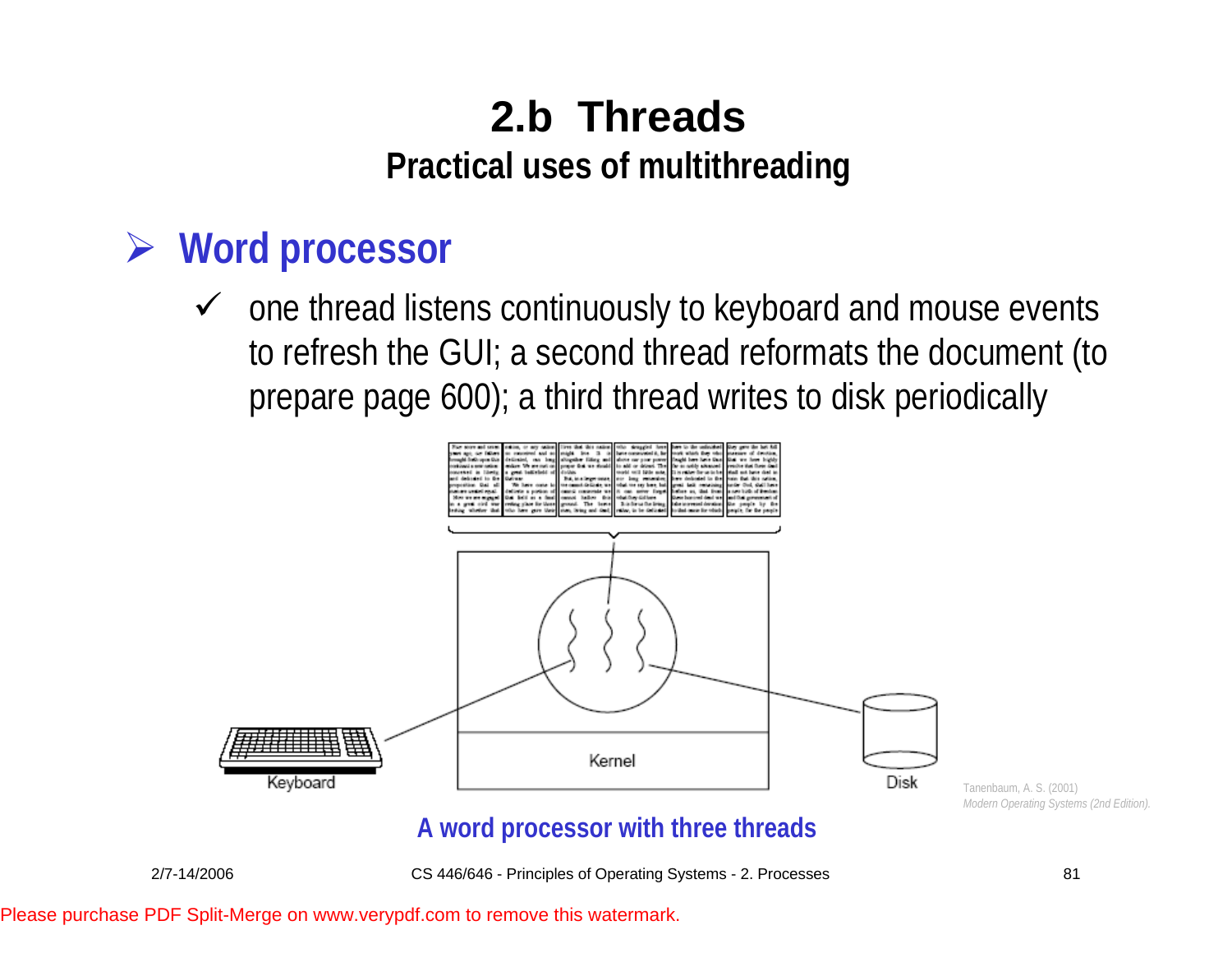# 2.b Threads

## Practical uses of multithreading

- **Word processor**
  - ✓ one thread listens continuously to keyboard and mouse events to refresh the GUI; a second thread reformats the document (to prepare page 600); a third thread writes to disk periodically

Tanenbaum, A. S. (2001) *Modern Operating Systems (2nd Edition).*

**A word processor with three threads**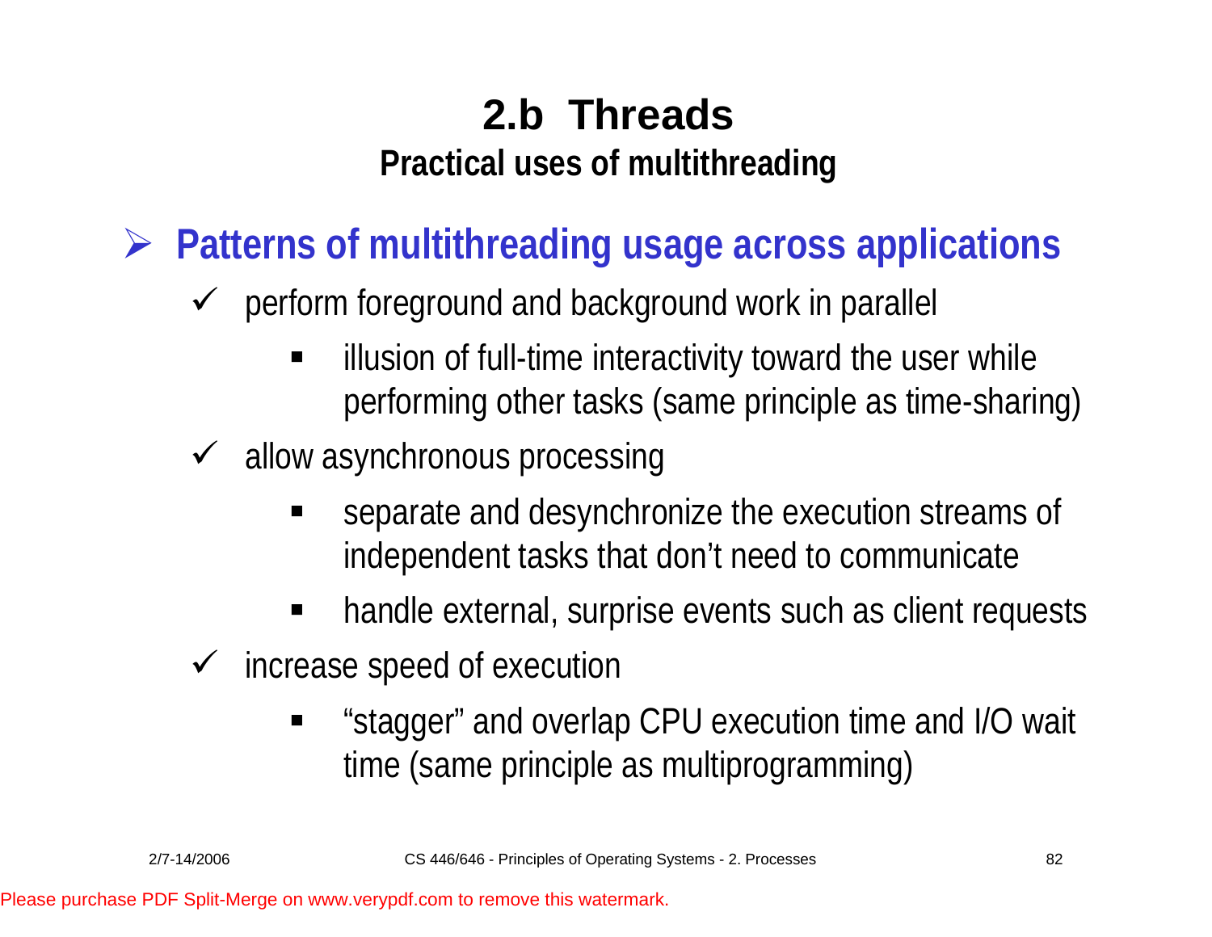# 2.b Threads

## Practical uses of multithreading

- **Patterns of multithreading usage across applications**
  - perform foreground and background work in parallel
    - illusion of full-time interactivity toward the user while performing other tasks (same principle as time-sharing)
  - allow asynchronous processing
    - separate and desynchronize the execution streams of independent tasks that don't need to communicate
    - handle external, surprise events such as client requests
  - increase speed of execution
    - "stagger" and overlap CPU execution time and I/O wait time (same principle as multiprogramming)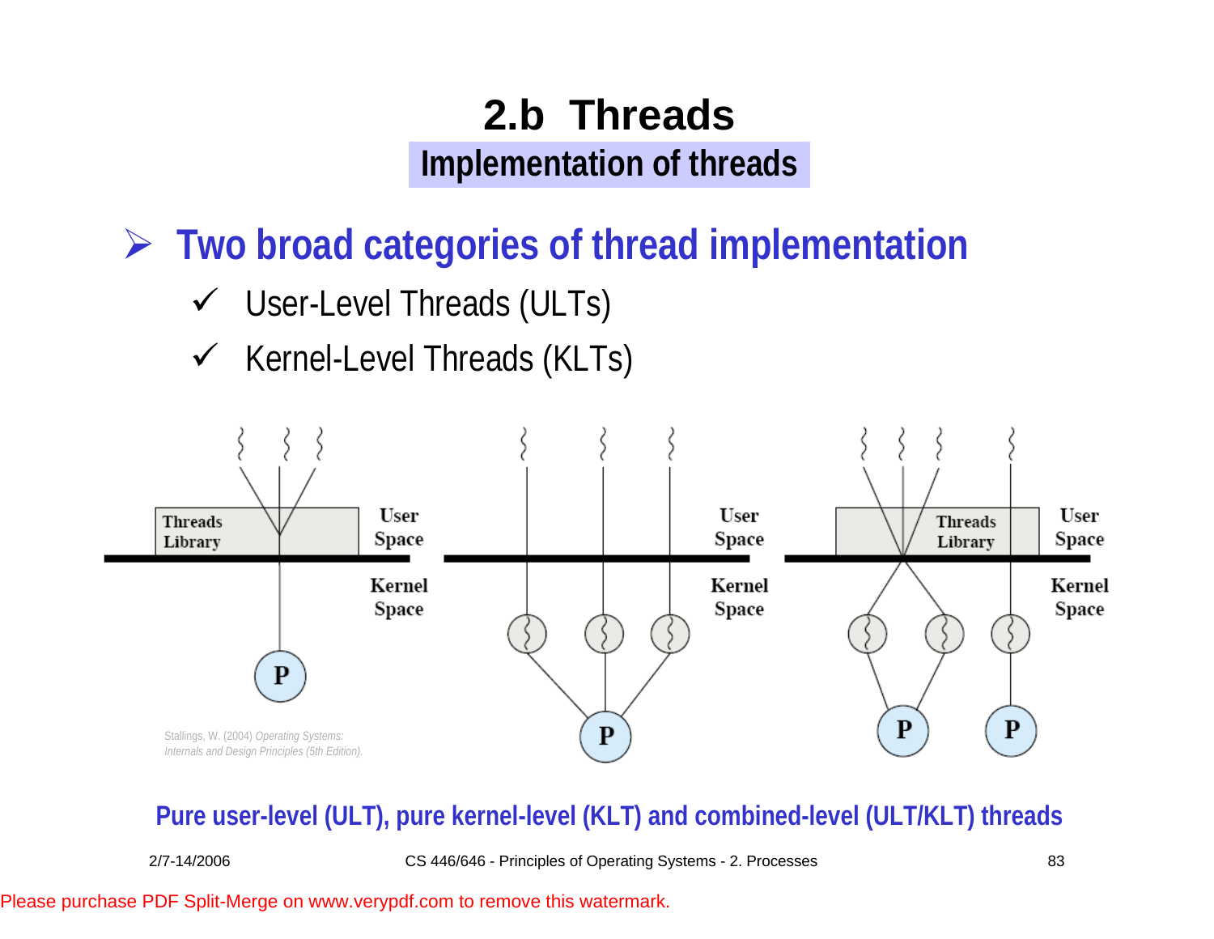# 2.b Threads

## Implementation of threads

- **Two broad categories of thread implementation**
  - ✓ User-Level Threads (ULTs)
  - ✓ Kernel-Level Threads (KLTs)

Threads Library | User Space | Kernel Space | P

User Space | Kernel Space | P

Threads Library | User Space | Kernel Space | P | P

Stallings, W. (2004) *Operating Systems: Internals and Design Principles (5th Edition).*

**Pure user-level (ULT), pure kernel-level (KLT) and combined-level (ULT/KLT) threads**

Please purchase PDF Split-Merge on www.verypdf.com to remove this watermark.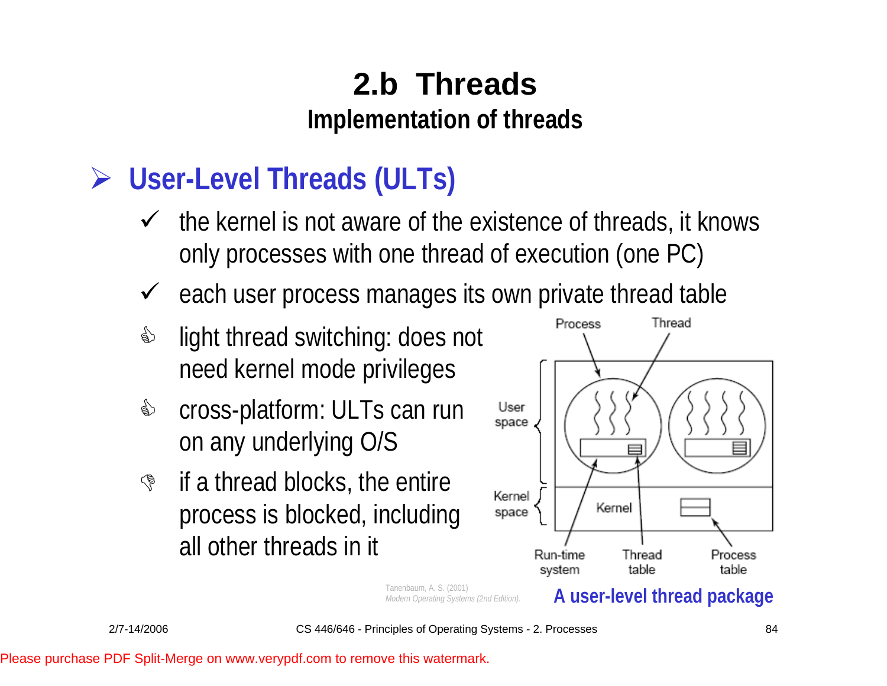# 2.b Threads

## Implementation of threads

- **User-Level Threads (ULTs)**
  - ✓ the kernel is not aware of the existence of threads, it knows only processes with one thread of execution (one PC)
  - ✓ each user process manages its own private thread table
  - light thread switching: does not need kernel mode privileges
  - cross-platform: ULTs can run on any underlying O/S
  - if a thread blocks, the entire process is blocked, including all other threads in it

Tanenbaum, A. S. (2001) *Modern Operating Systems (2nd Edition).*

**A user-level thread package**

Please purchase PDF Split-Merge on www.verypdf.com to remove this watermark.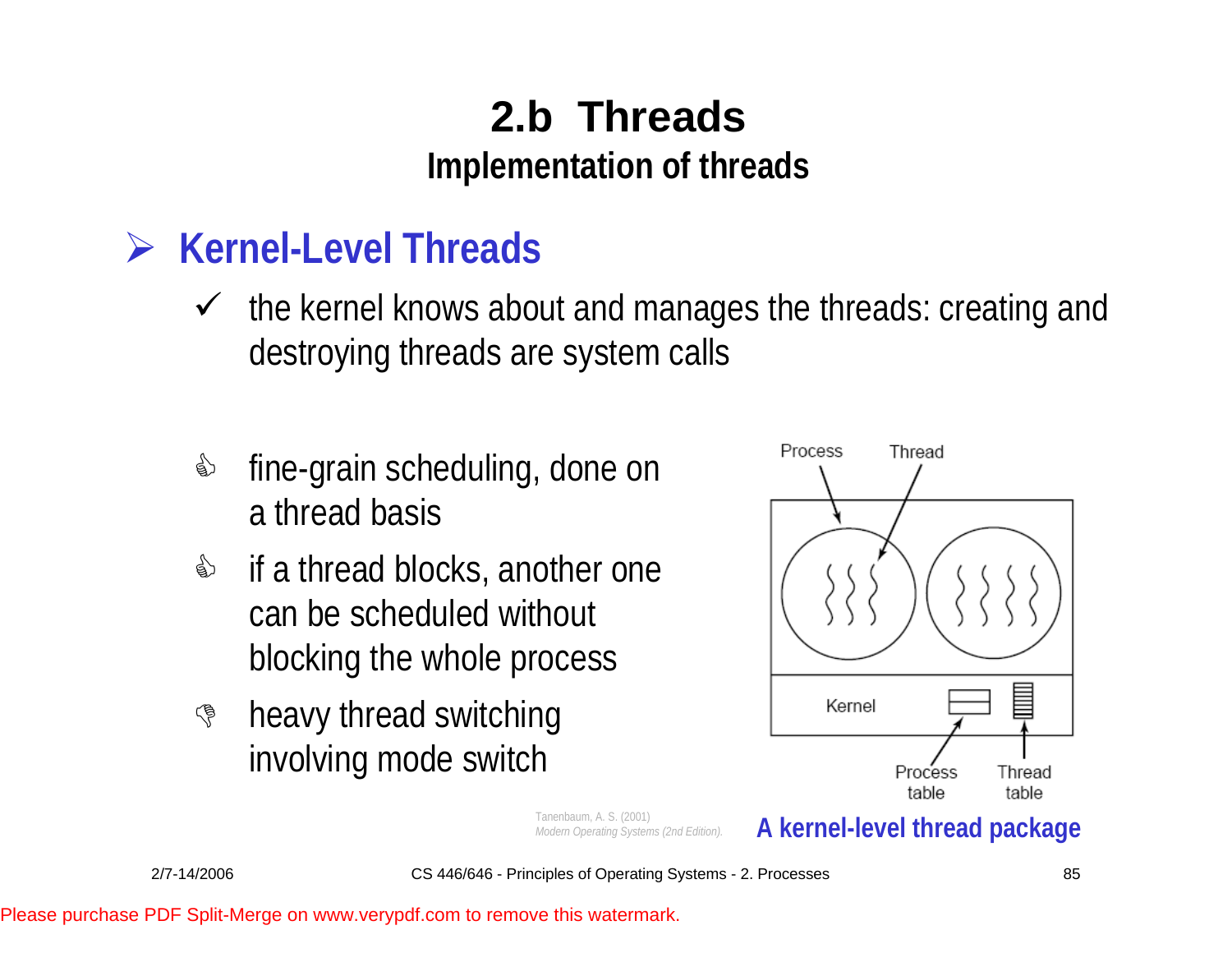# 2.b Threads

## Implementation of threads

### Kernel-Level Threads

- ✓ the kernel knows about and manages the threads: creating and destroying threads are system calls

- 👍 fine-grain scheduling, done on a thread basis
- 👍 if a thread blocks, another one can be scheduled without blocking the whole process
- 👎 heavy thread switching involving mode switch

Process Thread

Kernel

Process table Thread table

Tanenbaum, A. S. (2001) *Modern Operating Systems (2nd Edition).*

**A kernel-level thread package**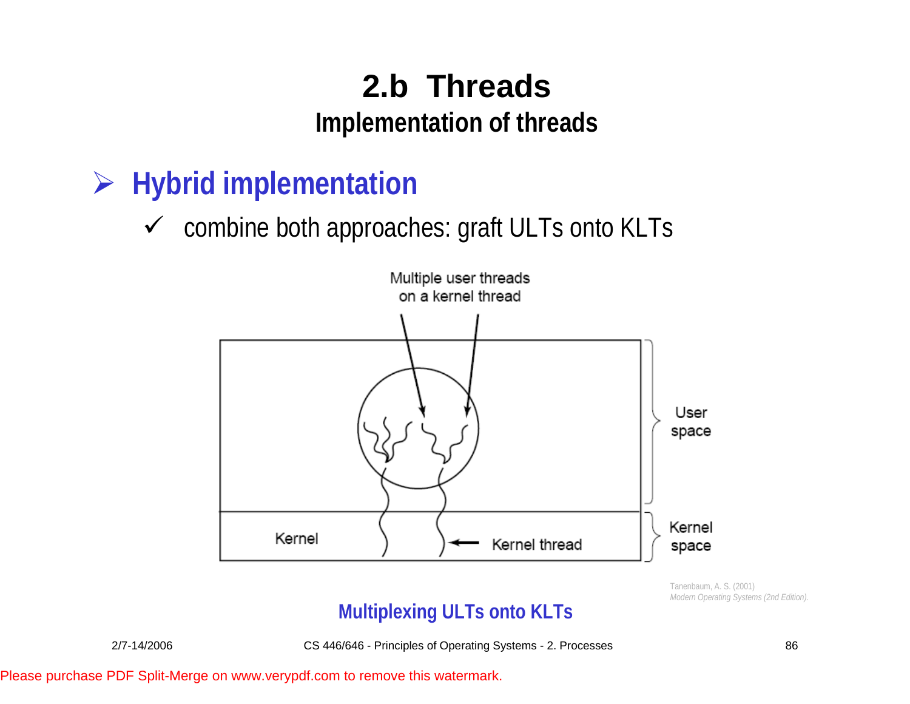# 2.b Threads

## Implementation of threads

- **Hybrid implementation**
  - ✓ combine both approaches: graft ULTs onto KLTs

Multiple user threads on a kernel thread

User space

Kernel space

Kernel

Kernel thread

Tanenbaum, A. S. (2001) *Modern Operating Systems (2nd Edition).*

**Multiplexing ULTs onto KLTs**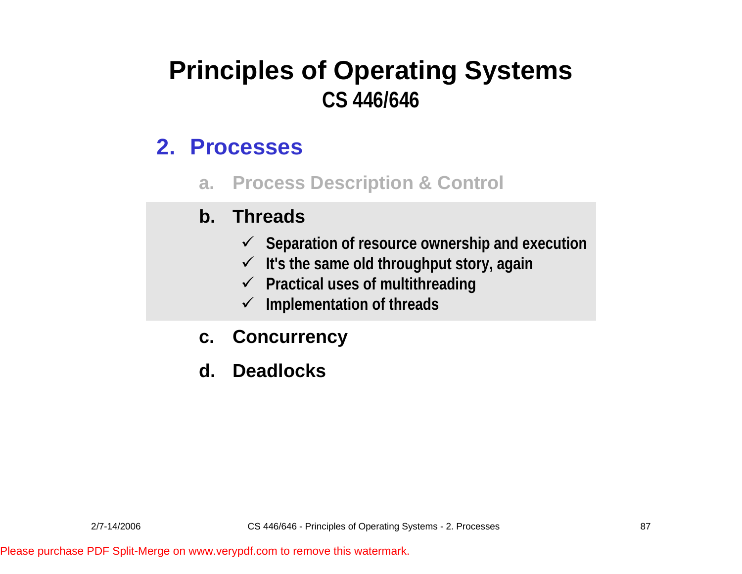# Principles of Operating Systems
## CS 446/646

## 2. Processes

a. Process Description & Control

b. **Threads**

- ✓ Separation of resource ownership and execution
- ✓ It's the same old throughput story, again
- ✓ Practical uses of multithreading
- ✓ Implementation of threads

c. **Concurrency**

d. **Deadlocks**